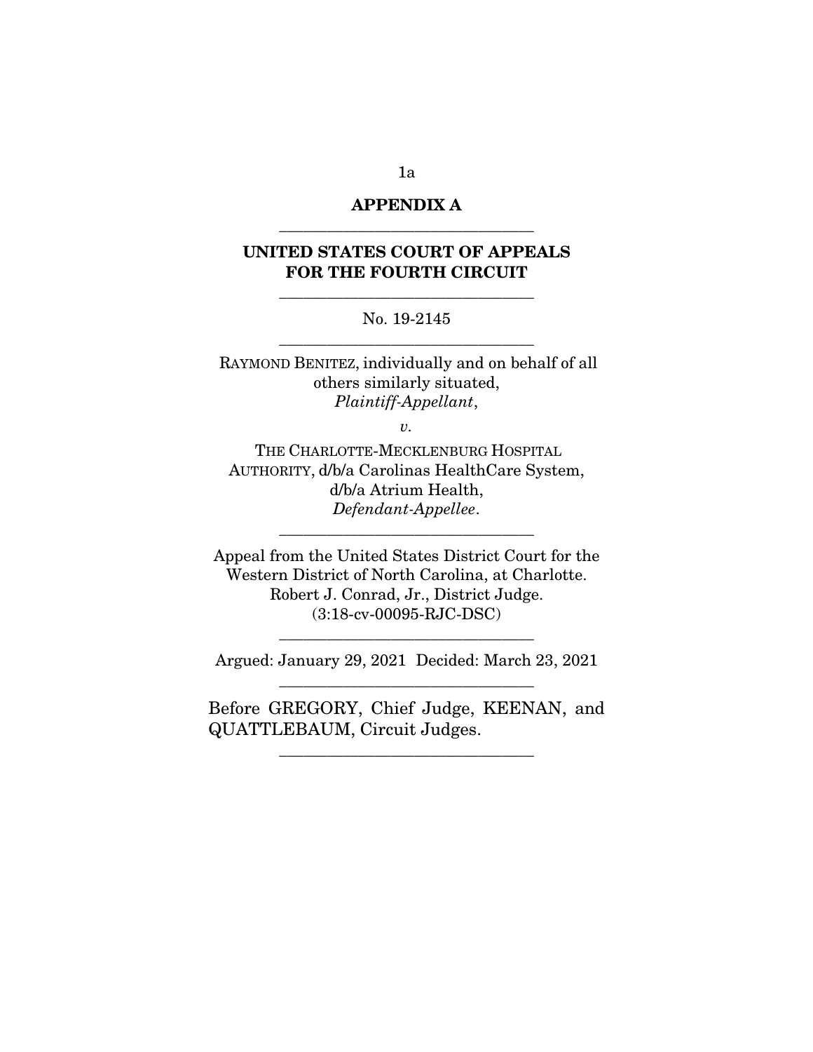**APPENDIX A**

---

**UNITED STATES COURT OF APPEALS FOR THE FOURTH CIRCUIT**

---

No. 19-2145

---

RAYMOND BENITEZ, individually and on behalf of all others similarly situated,
*Plaintiff-Appellant*,

*v.*

THE CHARLOTTE-MECKLENBURG HOSPITAL AUTHORITY, d/b/a Carolinas HealthCare System, d/b/a Atrium Health,
*Defendant-Appellee*.

---

Appeal from the United States District Court for the Western District of North Carolina, at Charlotte. Robert J. Conrad, Jr., District Judge. (3:18-cv-00095-RJC-DSC)

---

Argued: January 29, 2021 Decided: March 23, 2021

---

Before GREGORY, Chief Judge, KEENAN, and QUATTLEBAUM, Circuit Judges.

---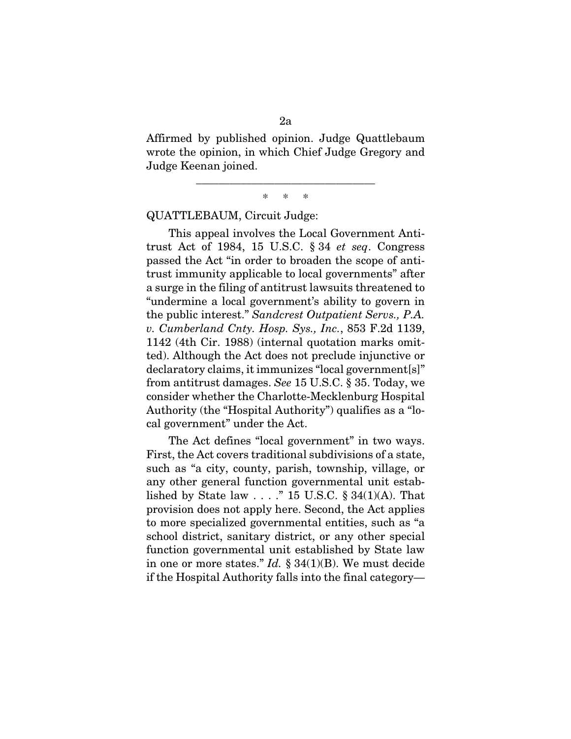Affirmed by published opinion. Judge Quattlebaum wrote the opinion, in which Chief Judge Gregory and Judge Keenan joined.

---

\* \* \*

QUATTLEBAUM, Circuit Judge:

This appeal involves the Local Government Antitrust Act of 1984, 15 U.S.C. § 34 *et seq*. Congress passed the Act "in order to broaden the scope of antitrust immunity applicable to local governments" after a surge in the filing of antitrust lawsuits threatened to "undermine a local government's ability to govern in the public interest." *Sandcrest Outpatient Servs., P.A. v. Cumberland Cnty. Hosp. Sys., Inc.*, 853 F.2d 1139, 1142 (4th Cir. 1988) (internal quotation marks omitted). Although the Act does not preclude injunctive or declaratory claims, it immunizes "local government[s]" from antitrust damages. *See* 15 U.S.C. § 35. Today, we consider whether the Charlotte-Mecklenburg Hospital Authority (the "Hospital Authority") qualifies as a "local government" under the Act.

The Act defines "local government" in two ways. First, the Act covers traditional subdivisions of a state, such as "a city, county, parish, township, village, or any other general function governmental unit established by State law . . . ." 15 U.S.C. § 34(1)(A). That provision does not apply here. Second, the Act applies to more specialized governmental entities, such as "a school district, sanitary district, or any other special function governmental unit established by State law in one or more states." *Id.* § 34(1)(B). We must decide if the Hospital Authority falls into the final category—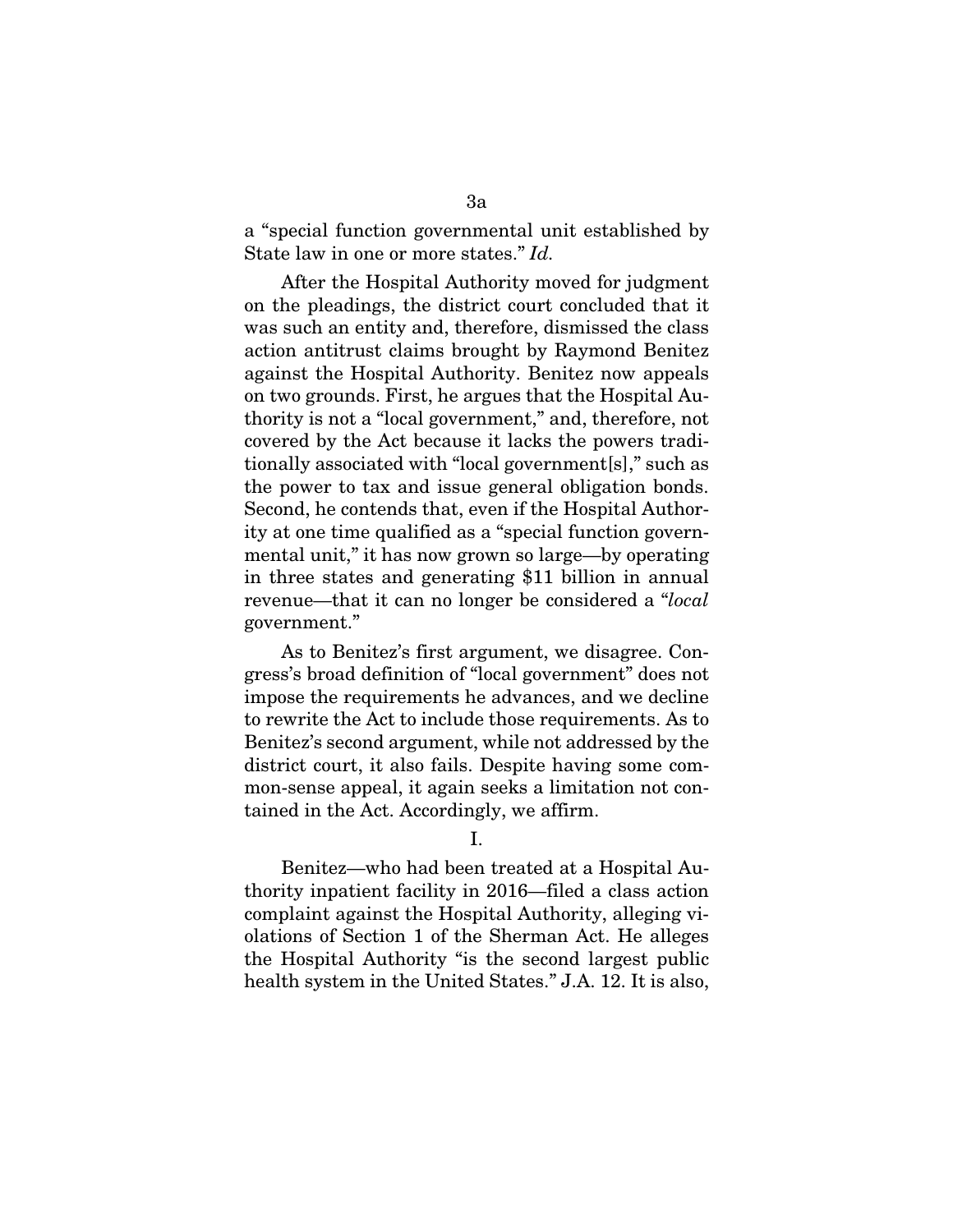a "special function governmental unit established by State law in one or more states." *Id.*

After the Hospital Authority moved for judgment on the pleadings, the district court concluded that it was such an entity and, therefore, dismissed the class action antitrust claims brought by Raymond Benitez against the Hospital Authority. Benitez now appeals on two grounds. First, he argues that the Hospital Authority is not a "local government," and, therefore, not covered by the Act because it lacks the powers traditionally associated with "local government[s]," such as the power to tax and issue general obligation bonds. Second, he contends that, even if the Hospital Authority at one time qualified as a "special function governmental unit," it has now grown so large—by operating in three states and generating $11 billion in annual revenue—that it can no longer be considered a "*local* government."

As to Benitez's first argument, we disagree. Congress's broad definition of "local government" does not impose the requirements he advances, and we decline to rewrite the Act to include those requirements. As to Benitez's second argument, while not addressed by the district court, it also fails. Despite having some common-sense appeal, it again seeks a limitation not contained in the Act. Accordingly, we affirm.

I.

Benitez—who had been treated at a Hospital Authority inpatient facility in 2016—filed a class action complaint against the Hospital Authority, alleging violations of Section 1 of the Sherman Act. He alleges the Hospital Authority "is the second largest public health system in the United States." J.A. 12. It is also,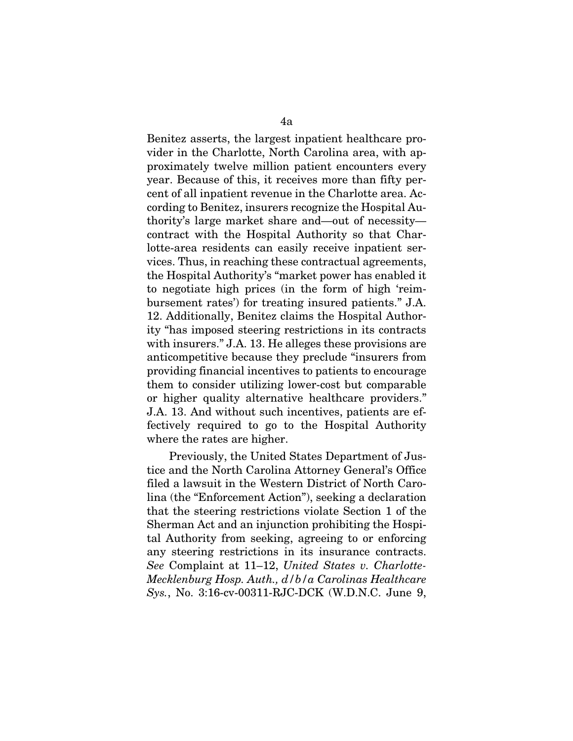Benitez asserts, the largest inpatient healthcare provider in the Charlotte, North Carolina area, with approximately twelve million patient encounters every year. Because of this, it receives more than fifty percent of all inpatient revenue in the Charlotte area. According to Benitez, insurers recognize the Hospital Authority's large market share and—out of necessity—contract with the Hospital Authority so that Charlotte-area residents can easily receive inpatient services. Thus, in reaching these contractual agreements, the Hospital Authority's "market power has enabled it to negotiate high prices (in the form of high 'reimbursement rates') for treating insured patients." J.A. 12. Additionally, Benitez claims the Hospital Authority "has imposed steering restrictions in its contracts with insurers." J.A. 13. He alleges these provisions are anticompetitive because they preclude "insurers from providing financial incentives to patients to encourage them to consider utilizing lower-cost but comparable or higher quality alternative healthcare providers." J.A. 13. And without such incentives, patients are effectively required to go to the Hospital Authority where the rates are higher.

Previously, the United States Department of Justice and the North Carolina Attorney General's Office filed a lawsuit in the Western District of North Carolina (the "Enforcement Action"), seeking a declaration that the steering restrictions violate Section 1 of the Sherman Act and an injunction prohibiting the Hospital Authority from seeking, agreeing to or enforcing any steering restrictions in its insurance contracts. *See* Complaint at 11–12, *United States v. Charlotte-Mecklenburg Hosp. Auth., d/b/a Carolinas Healthcare Sys.*, No. 3:16-cv-00311-RJC-DCK (W.D.N.C. June 9,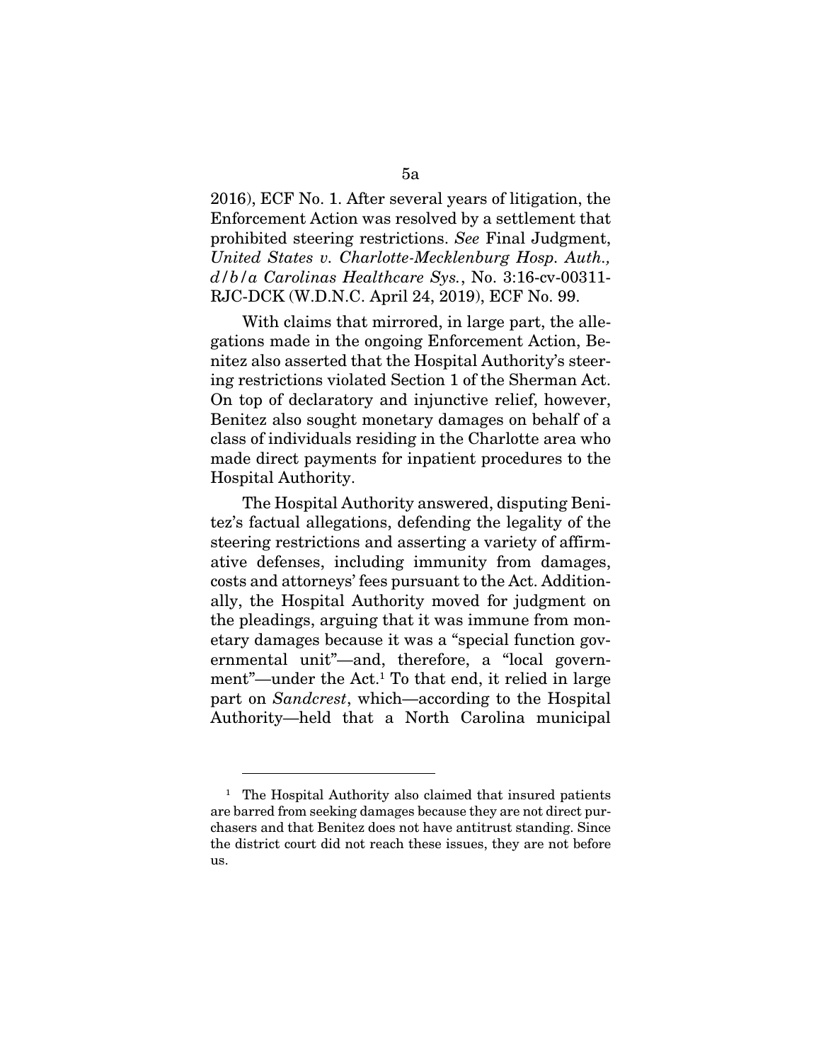2016), ECF No. 1. After several years of litigation, the Enforcement Action was resolved by a settlement that prohibited steering restrictions. *See* Final Judgment, *United States v. Charlotte-Mecklenburg Hosp. Auth., d/b/a Carolinas Healthcare Sys.*, No. 3:16-cv-00311-RJC-DCK (W.D.N.C. April 24, 2019), ECF No. 99.

With claims that mirrored, in large part, the allegations made in the ongoing Enforcement Action, Benitez also asserted that the Hospital Authority's steering restrictions violated Section 1 of the Sherman Act. On top of declaratory and injunctive relief, however, Benitez also sought monetary damages on behalf of a class of individuals residing in the Charlotte area who made direct payments for inpatient procedures to the Hospital Authority.

The Hospital Authority answered, disputing Benitez's factual allegations, defending the legality of the steering restrictions and asserting a variety of affirmative defenses, including immunity from damages, costs and attorneys' fees pursuant to the Act. Additionally, the Hospital Authority moved for judgment on the pleadings, arguing that it was immune from monetary damages because it was a "special function governmental unit"—and, therefore, a "local government"—under the Act.[1] To that end, it relied in large part on *Sandcrest*, which—according to the Hospital Authority—held that a North Carolina municipal

[1] The Hospital Authority also claimed that insured patients are barred from seeking damages because they are not direct purchasers and that Benitez does not have antitrust standing. Since the district court did not reach these issues, they are not before us.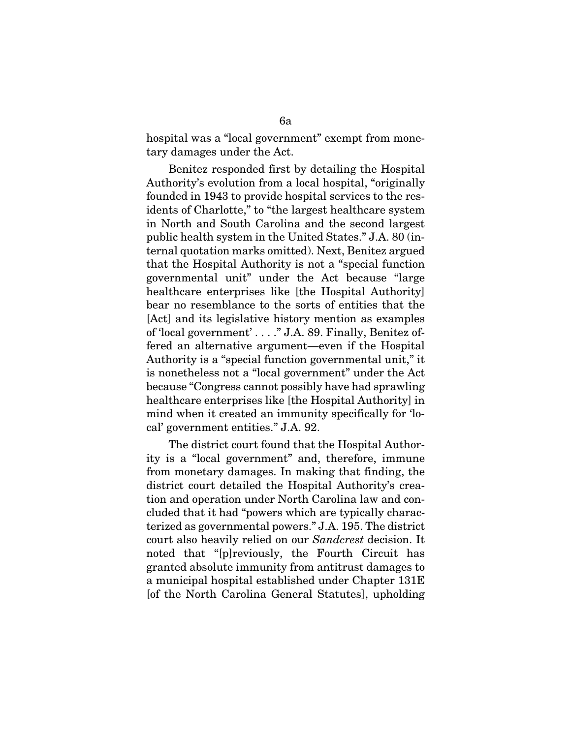hospital was a "local government" exempt from monetary damages under the Act.

Benitez responded first by detailing the Hospital Authority's evolution from a local hospital, "originally founded in 1943 to provide hospital services to the residents of Charlotte," to "the largest healthcare system in North and South Carolina and the second largest public health system in the United States." J.A. 80 (internal quotation marks omitted). Next, Benitez argued that the Hospital Authority is not a "special function governmental unit" under the Act because "large healthcare enterprises like [the Hospital Authority] bear no resemblance to the sorts of entities that the [Act] and its legislative history mention as examples of 'local government' . . . ." J.A. 89. Finally, Benitez offered an alternative argument—even if the Hospital Authority is a "special function governmental unit," it is nonetheless not a "local government" under the Act because "Congress cannot possibly have had sprawling healthcare enterprises like [the Hospital Authority] in mind when it created an immunity specifically for 'local' government entities." J.A. 92.

The district court found that the Hospital Authority is a "local government" and, therefore, immune from monetary damages. In making that finding, the district court detailed the Hospital Authority's creation and operation under North Carolina law and concluded that it had "powers which are typically characterized as governmental powers." J.A. 195. The district court also heavily relied on our *Sandcrest* decision. It noted that "[p]reviously, the Fourth Circuit has granted absolute immunity from antitrust damages to a municipal hospital established under Chapter 131E [of the North Carolina General Statutes], upholding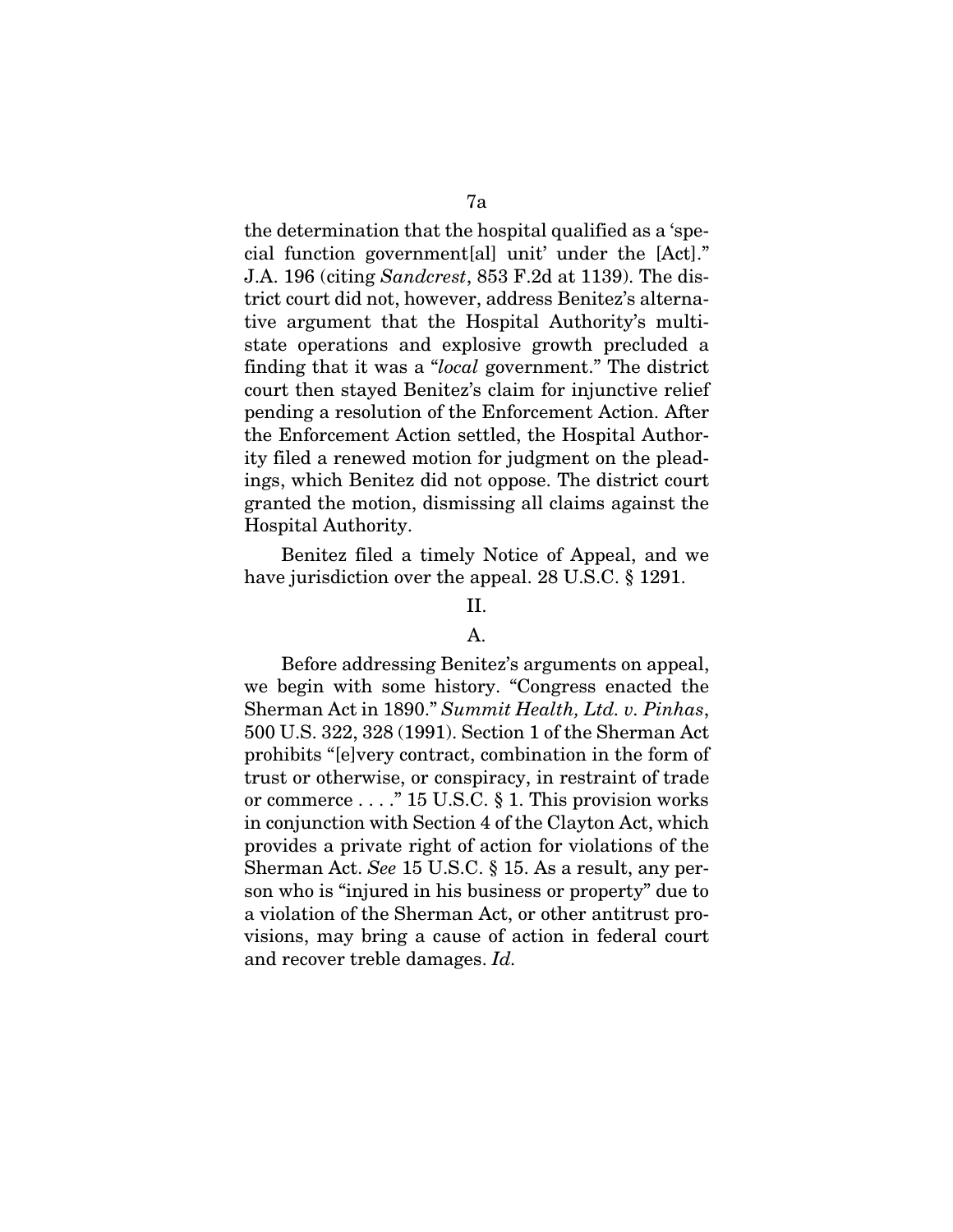the determination that the hospital qualified as a 'special function government[al] unit' under the [Act]." J.A. 196 (citing *Sandcrest*, 853 F.2d at 1139). The district court did not, however, address Benitez's alternative argument that the Hospital Authority's multistate operations and explosive growth precluded a finding that it was a "*local* government." The district court then stayed Benitez's claim for injunctive relief pending a resolution of the Enforcement Action. After the Enforcement Action settled, the Hospital Authority filed a renewed motion for judgment on the pleadings, which Benitez did not oppose. The district court granted the motion, dismissing all claims against the Hospital Authority.

Benitez filed a timely Notice of Appeal, and we have jurisdiction over the appeal. 28 U.S.C. § 1291.

## II.

### A.

Before addressing Benitez's arguments on appeal, we begin with some history. "Congress enacted the Sherman Act in 1890." *Summit Health, Ltd. v. Pinhas*, 500 U.S. 322, 328 (1991). Section 1 of the Sherman Act prohibits "[e]very contract, combination in the form of trust or otherwise, or conspiracy, in restraint of trade or commerce . . . ." 15 U.S.C. § 1. This provision works in conjunction with Section 4 of the Clayton Act, which provides a private right of action for violations of the Sherman Act. *See* 15 U.S.C. § 15. As a result, any person who is "injured in his business or property" due to a violation of the Sherman Act, or other antitrust provisions, may bring a cause of action in federal court and recover treble damages. *Id.*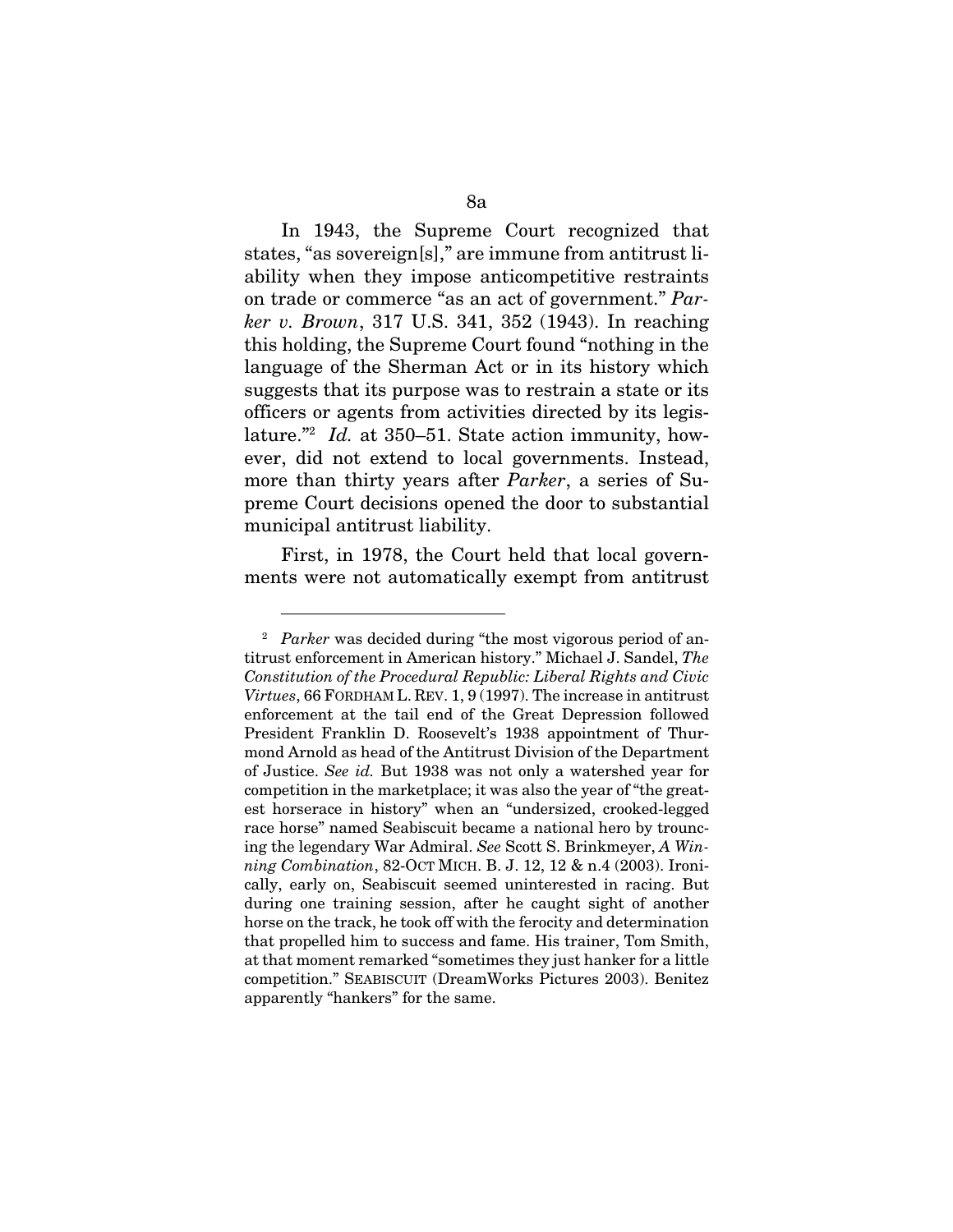In 1943, the Supreme Court recognized that states, "as sovereign[s]," are immune from antitrust liability when they impose anticompetitive restraints on trade or commerce "as an act of government." *Parker v. Brown*, 317 U.S. 341, 352 (1943). In reaching this holding, the Supreme Court found "nothing in the language of the Sherman Act or in its history which suggests that its purpose was to restrain a state or its officers or agents from activities directed by its legislature."[2] *Id.* at 350–51. State action immunity, however, did not extend to local governments. Instead, more than thirty years after *Parker*, a series of Supreme Court decisions opened the door to substantial municipal antitrust liability.

First, in 1978, the Court held that local governments were not automatically exempt from antitrust

---

[2] *Parker* was decided during "the most vigorous period of antitrust enforcement in American history." Michael J. Sandel, *The Constitution of the Procedural Republic: Liberal Rights and Civic Virtues*, 66 FORDHAM L. REV. 1, 9 (1997). The increase in antitrust enforcement at the tail end of the Great Depression followed President Franklin D. Roosevelt's 1938 appointment of Thurmond Arnold as head of the Antitrust Division of the Department of Justice. *See id.* But 1938 was not only a watershed year for competition in the marketplace; it was also the year of "the greatest horserace in history" when an "undersized, crooked-legged race horse" named Seabiscuit became a national hero by trouncing the legendary War Admiral. *See* Scott S. Brinkmeyer, *A Winning Combination*, 82-OCT MICH. B. J. 12, 12 & n.4 (2003). Ironically, early on, Seabiscuit seemed uninterested in racing. But during one training session, after he caught sight of another horse on the track, he took off with the ferocity and determination that propelled him to success and fame. His trainer, Tom Smith, at that moment remarked "sometimes they just hanker for a little competition." SEABISCUIT (DreamWorks Pictures 2003). Benitez apparently "hankers" for the same.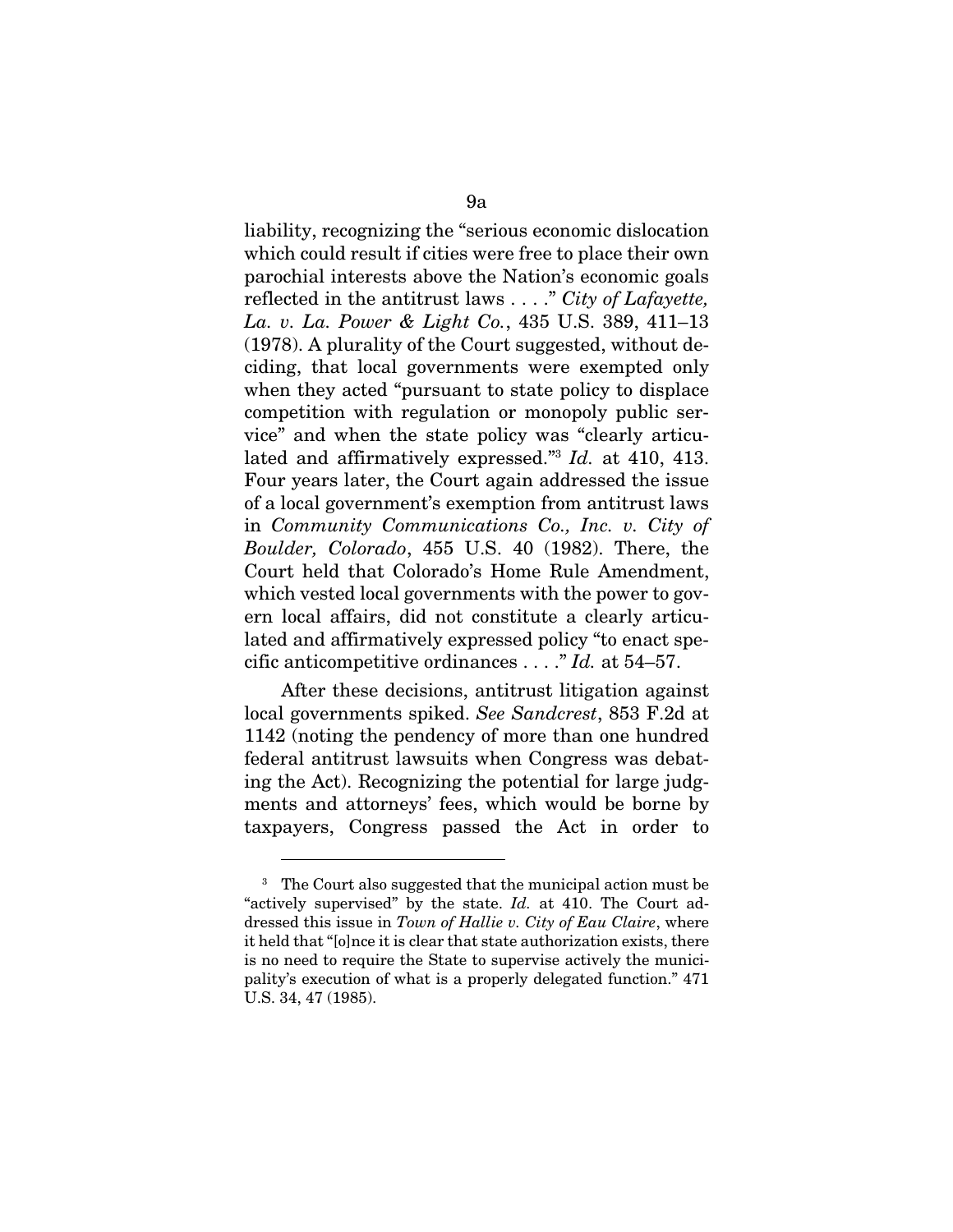liability, recognizing the "serious economic dislocation which could result if cities were free to place their own parochial interests above the Nation's economic goals reflected in the antitrust laws . . . ." *City of Lafayette, La. v. La. Power & Light Co.*, 435 U.S. 389, 411–13 (1978). A plurality of the Court suggested, without deciding, that local governments were exempted only when they acted "pursuant to state policy to displace competition with regulation or monopoly public service" and when the state policy was "clearly articulated and affirmatively expressed."[3] *Id.* at 410, 413. Four years later, the Court again addressed the issue of a local government's exemption from antitrust laws in *Community Communications Co., Inc. v. City of Boulder, Colorado*, 455 U.S. 40 (1982). There, the Court held that Colorado's Home Rule Amendment, which vested local governments with the power to govern local affairs, did not constitute a clearly articulated and affirmatively expressed policy "to enact specific anticompetitive ordinances . . . ." *Id.* at 54–57.

After these decisions, antitrust litigation against local governments spiked. *See Sandcrest*, 853 F.2d at 1142 (noting the pendency of more than one hundred federal antitrust lawsuits when Congress was debating the Act). Recognizing the potential for large judgments and attorneys' fees, which would be borne by taxpayers, Congress passed the Act in order to

---

[3] The Court also suggested that the municipal action must be "actively supervised" by the state. *Id.* at 410. The Court addressed this issue in *Town of Hallie v. City of Eau Claire*, where it held that "[o]nce it is clear that state authorization exists, there is no need to require the State to supervise actively the municipality's execution of what is a properly delegated function." 471 U.S. 34, 47 (1985).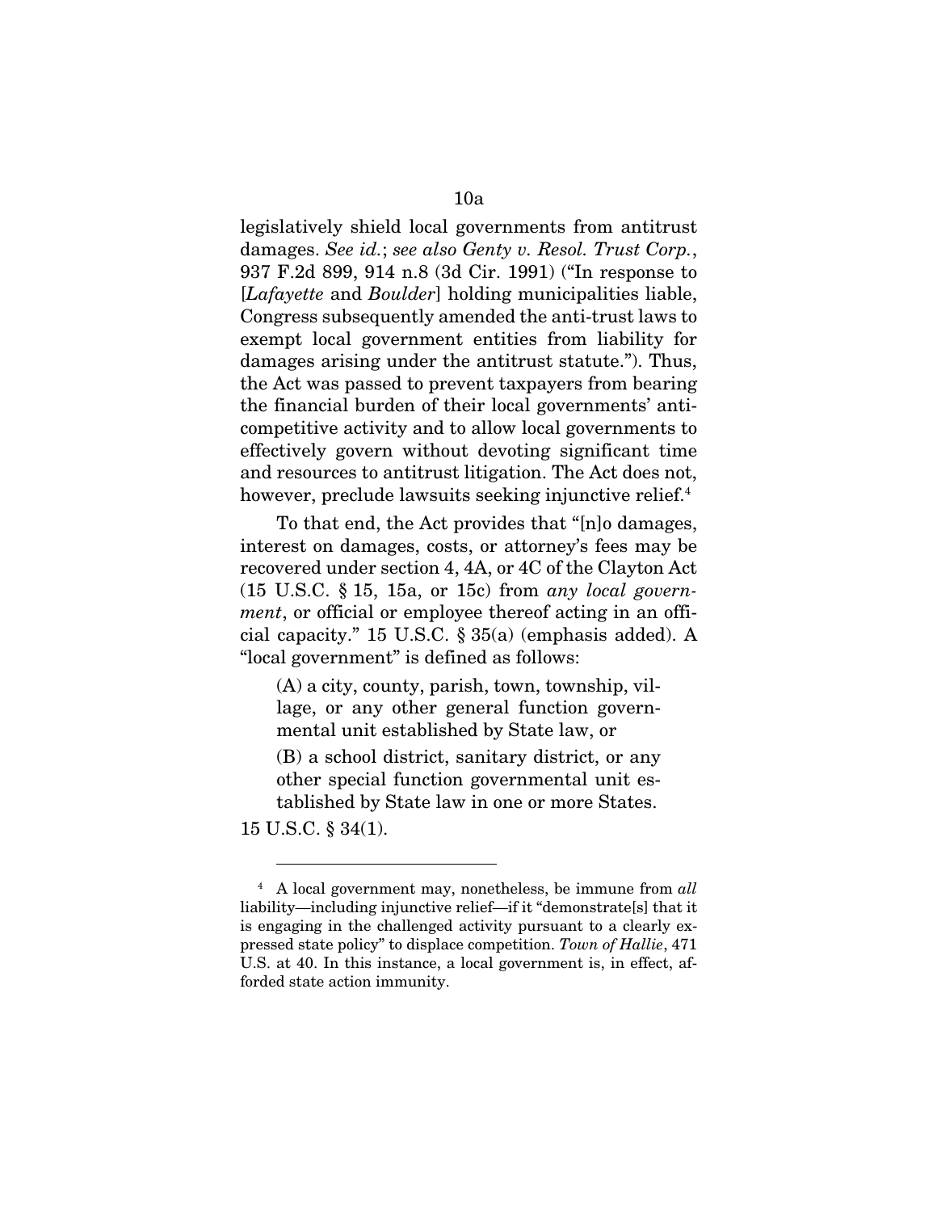legislatively shield local governments from antitrust damages. *See id.*; *see also Genty v. Resol. Trust Corp.*, 937 F.2d 899, 914 n.8 (3d Cir. 1991) ("In response to [*Lafayette* and *Boulder*] holding municipalities liable, Congress subsequently amended the anti-trust laws to exempt local government entities from liability for damages arising under the antitrust statute."). Thus, the Act was passed to prevent taxpayers from bearing the financial burden of their local governments' anti-competitive activity and to allow local governments to effectively govern without devoting significant time and resources to antitrust litigation. The Act does not, however, preclude lawsuits seeking injunctive relief.[4]

To that end, the Act provides that "[n]o damages, interest on damages, costs, or attorney's fees may be recovered under section 4, 4A, or 4C of the Clayton Act (15 U.S.C. § 15, 15a, or 15c) from *any local government*, or official or employee thereof acting in an official capacity." 15 U.S.C. § 35(a) (emphasis added). A "local government" is defined as follows:

> (A) a city, county, parish, town, township, village, or any other general function governmental unit established by State law, or
>
> (B) a school district, sanitary district, or any other special function governmental unit established by State law in one or more States.

15 U.S.C. § 34(1).

---

[4] A local government may, nonetheless, be immune from *all* liability—including injunctive relief—if it "demonstrate[s] that it is engaging in the challenged activity pursuant to a clearly expressed state policy" to displace competition. *Town of Hallie*, 471 U.S. at 40. In this instance, a local government is, in effect, afforded state action immunity.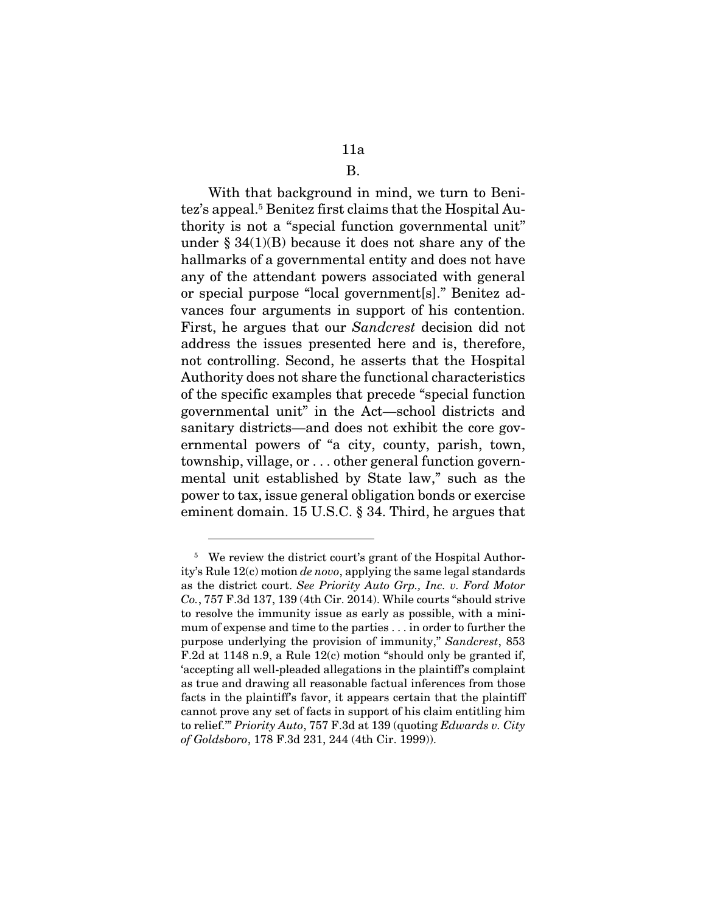B.

With that background in mind, we turn to Benitez's appeal.[5] Benitez first claims that the Hospital Authority is not a "special function governmental unit" under § 34(1)(B) because it does not share any of the hallmarks of a governmental entity and does not have any of the attendant powers associated with general or special purpose "local government[s]." Benitez advances four arguments in support of his contention. First, he argues that our *Sandcrest* decision did not address the issues presented here and is, therefore, not controlling. Second, he asserts that the Hospital Authority does not share the functional characteristics of the specific examples that precede "special function governmental unit" in the Act—school districts and sanitary districts—and does not exhibit the core governmental powers of "a city, county, parish, town, township, village, or . . . other general function governmental unit established by State law," such as the power to tax, issue general obligation bonds or exercise eminent domain. 15 U.S.C. § 34. Third, he argues that

---

[5] We review the district court's grant of the Hospital Authority's Rule 12(c) motion *de novo*, applying the same legal standards as the district court. *See Priority Auto Grp., Inc. v. Ford Motor Co.*, 757 F.3d 137, 139 (4th Cir. 2014). While courts "should strive to resolve the immunity issue as early as possible, with a minimum of expense and time to the parties . . . in order to further the purpose underlying the provision of immunity," *Sandcrest*, 853 F.2d at 1148 n.9, a Rule 12(c) motion "should only be granted if, 'accepting all well-pleaded allegations in the plaintiff's complaint as true and drawing all reasonable factual inferences from those facts in the plaintiff's favor, it appears certain that the plaintiff cannot prove any set of facts in support of his claim entitling him to relief.'" *Priority Auto*, 757 F.3d at 139 (quoting *Edwards v. City of Goldsboro*, 178 F.3d 231, 244 (4th Cir. 1999)).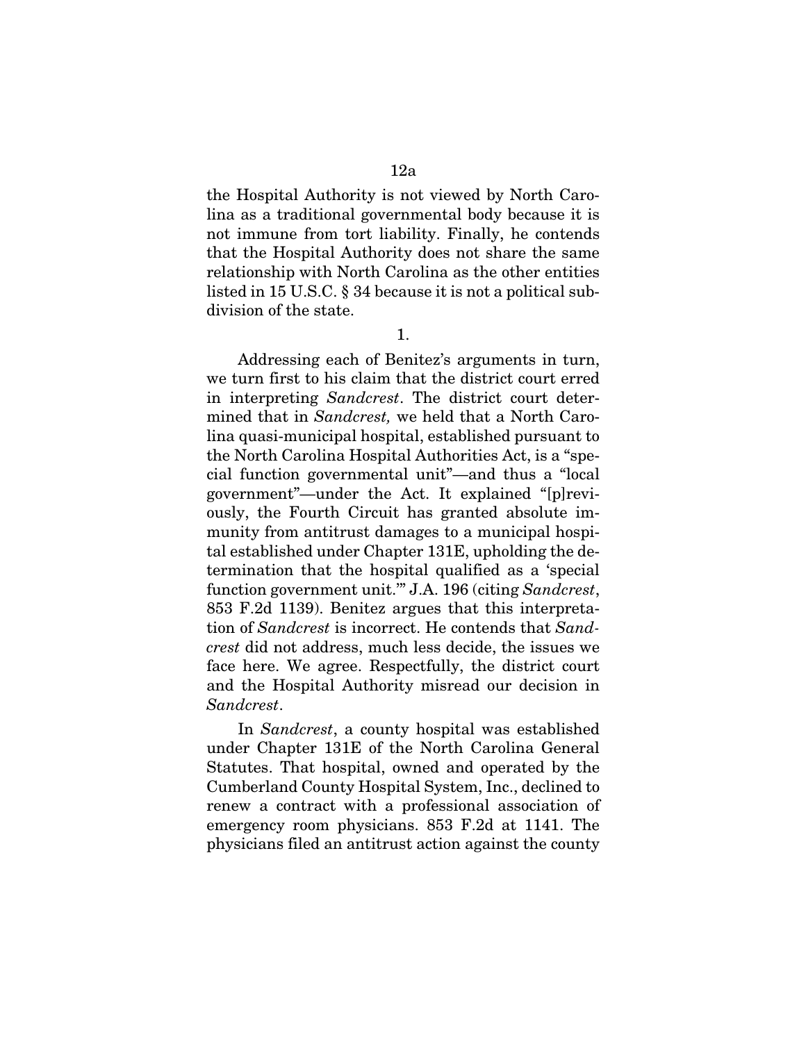the Hospital Authority is not viewed by North Carolina as a traditional governmental body because it is not immune from tort liability. Finally, he contends that the Hospital Authority does not share the same relationship with North Carolina as the other entities listed in 15 U.S.C. § 34 because it is not a political subdivision of the state.

1.

Addressing each of Benitez's arguments in turn, we turn first to his claim that the district court erred in interpreting *Sandcrest*. The district court determined that in *Sandcrest,* we held that a North Carolina quasi-municipal hospital, established pursuant to the North Carolina Hospital Authorities Act, is a "special function governmental unit"—and thus a "local government"—under the Act. It explained "[p]reviously, the Fourth Circuit has granted absolute immunity from antitrust damages to a municipal hospital established under Chapter 131E, upholding the determination that the hospital qualified as a 'special function government unit.'" J.A. 196 (citing *Sandcrest*, 853 F.2d 1139). Benitez argues that this interpretation of *Sandcrest* is incorrect. He contends that *Sandcrest* did not address, much less decide, the issues we face here. We agree. Respectfully, the district court and the Hospital Authority misread our decision in *Sandcrest*.

In *Sandcrest*, a county hospital was established under Chapter 131E of the North Carolina General Statutes. That hospital, owned and operated by the Cumberland County Hospital System, Inc., declined to renew a contract with a professional association of emergency room physicians. 853 F.2d at 1141. The physicians filed an antitrust action against the county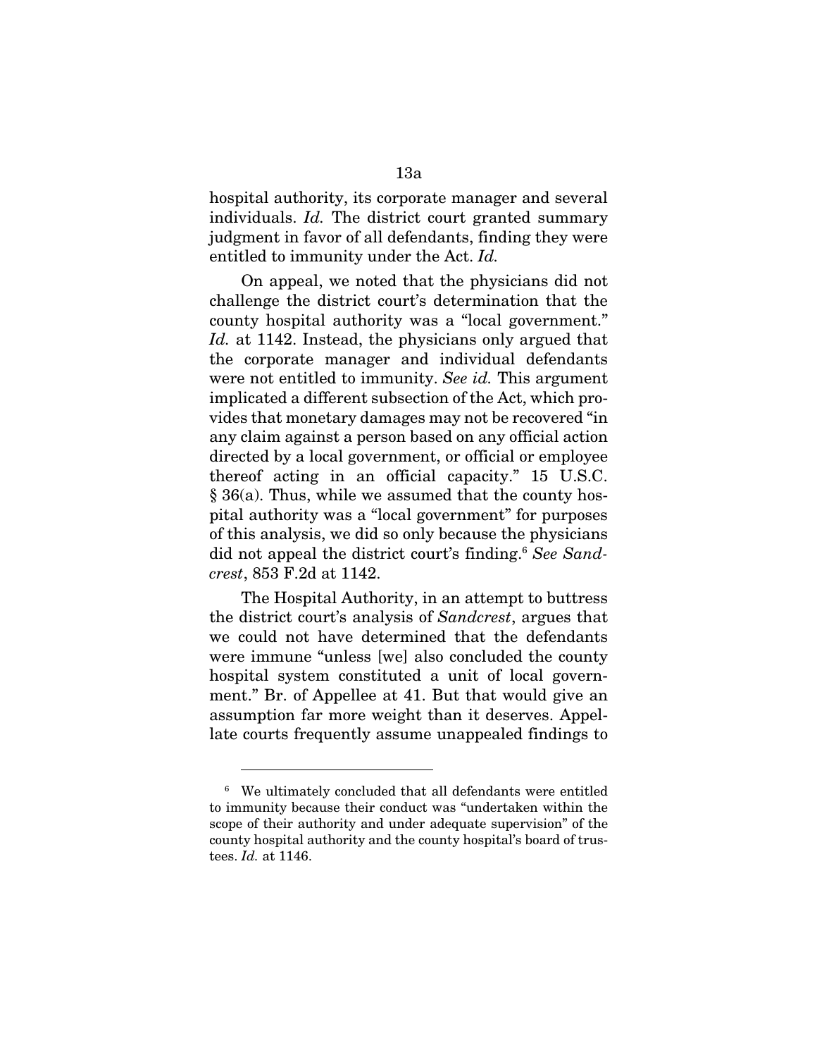hospital authority, its corporate manager and several individuals. *Id.* The district court granted summary judgment in favor of all defendants, finding they were entitled to immunity under the Act. *Id.*

On appeal, we noted that the physicians did not challenge the district court's determination that the county hospital authority was a "local government." *Id.* at 1142. Instead, the physicians only argued that the corporate manager and individual defendants were not entitled to immunity. *See id.* This argument implicated a different subsection of the Act, which provides that monetary damages may not be recovered "in any claim against a person based on any official action directed by a local government, or official or employee thereof acting in an official capacity." 15 U.S.C. § 36(a). Thus, while we assumed that the county hospital authority was a "local government" for purposes of this analysis, we did so only because the physicians did not appeal the district court's finding.[6] *See Sandcrest*, 853 F.2d at 1142.

The Hospital Authority, in an attempt to buttress the district court's analysis of *Sandcrest*, argues that we could not have determined that the defendants were immune "unless [we] also concluded the county hospital system constituted a unit of local government." Br. of Appellee at 41. But that would give an assumption far more weight than it deserves. Appellate courts frequently assume unappealed findings to

---

[6] We ultimately concluded that all defendants were entitled to immunity because their conduct was "undertaken within the scope of their authority and under adequate supervision" of the county hospital authority and the county hospital's board of trustees. *Id.* at 1146.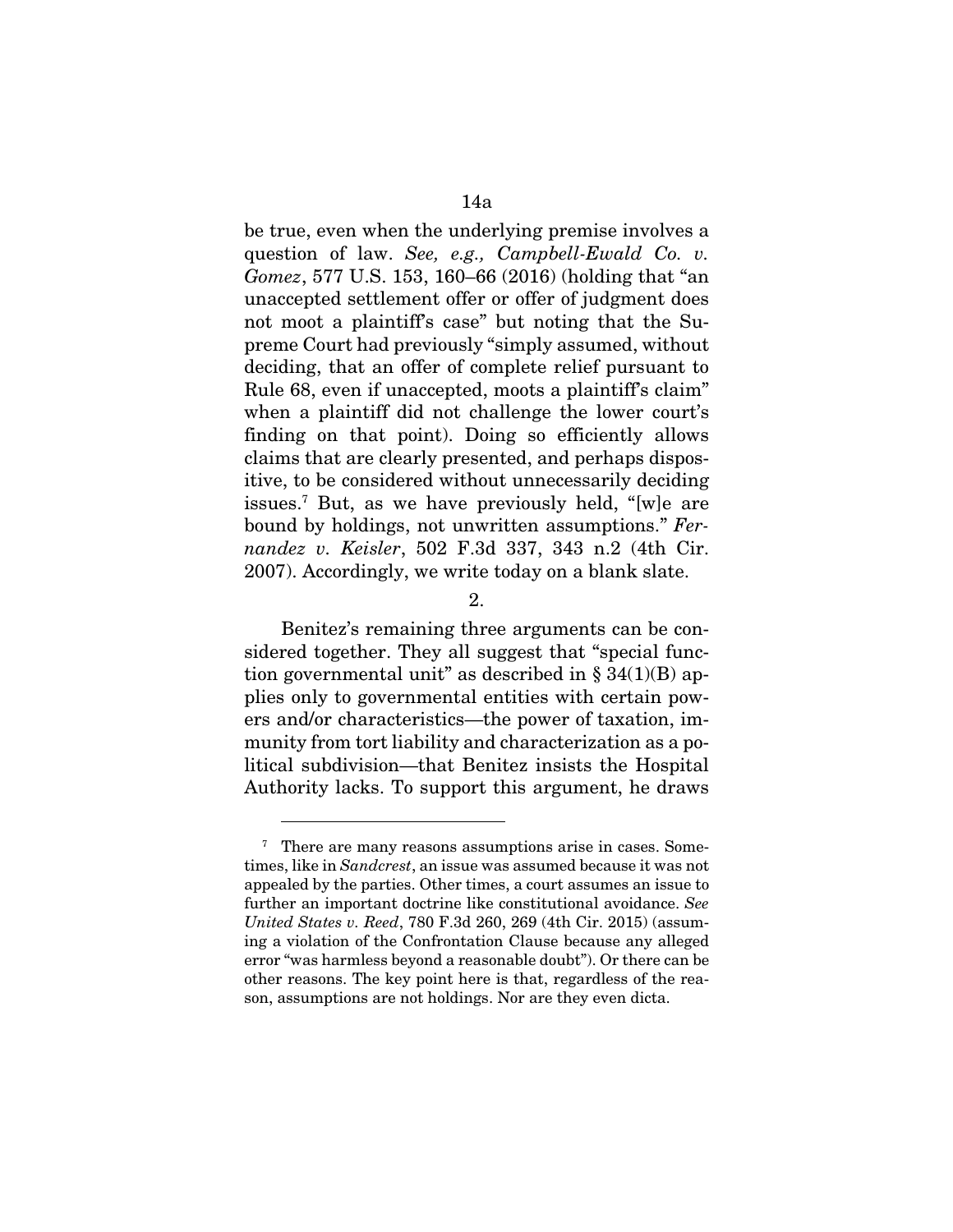be true, even when the underlying premise involves a question of law. *See, e.g., Campbell-Ewald Co. v. Gomez*, 577 U.S. 153, 160–66 (2016) (holding that "an unaccepted settlement offer or offer of judgment does not moot a plaintiff's case" but noting that the Supreme Court had previously "simply assumed, without deciding, that an offer of complete relief pursuant to Rule 68, even if unaccepted, moots a plaintiff's claim" when a plaintiff did not challenge the lower court's finding on that point). Doing so efficiently allows claims that are clearly presented, and perhaps dispositive, to be considered without unnecessarily deciding issues.[7] But, as we have previously held, "[w]e are bound by holdings, not unwritten assumptions." *Fernandez v. Keisler*, 502 F.3d 337, 343 n.2 (4th Cir. 2007). Accordingly, we write today on a blank slate.

2.

Benitez's remaining three arguments can be considered together. They all suggest that "special function governmental unit" as described in § 34(1)(B) applies only to governmental entities with certain powers and/or characteristics—the power of taxation, immunity from tort liability and characterization as a political subdivision—that Benitez insists the Hospital Authority lacks. To support this argument, he draws

---

[7] There are many reasons assumptions arise in cases. Sometimes, like in *Sandcrest*, an issue was assumed because it was not appealed by the parties. Other times, a court assumes an issue to further an important doctrine like constitutional avoidance. *See United States v. Reed*, 780 F.3d 260, 269 (4th Cir. 2015) (assuming a violation of the Confrontation Clause because any alleged error "was harmless beyond a reasonable doubt"). Or there can be other reasons. The key point here is that, regardless of the reason, assumptions are not holdings. Nor are they even dicta.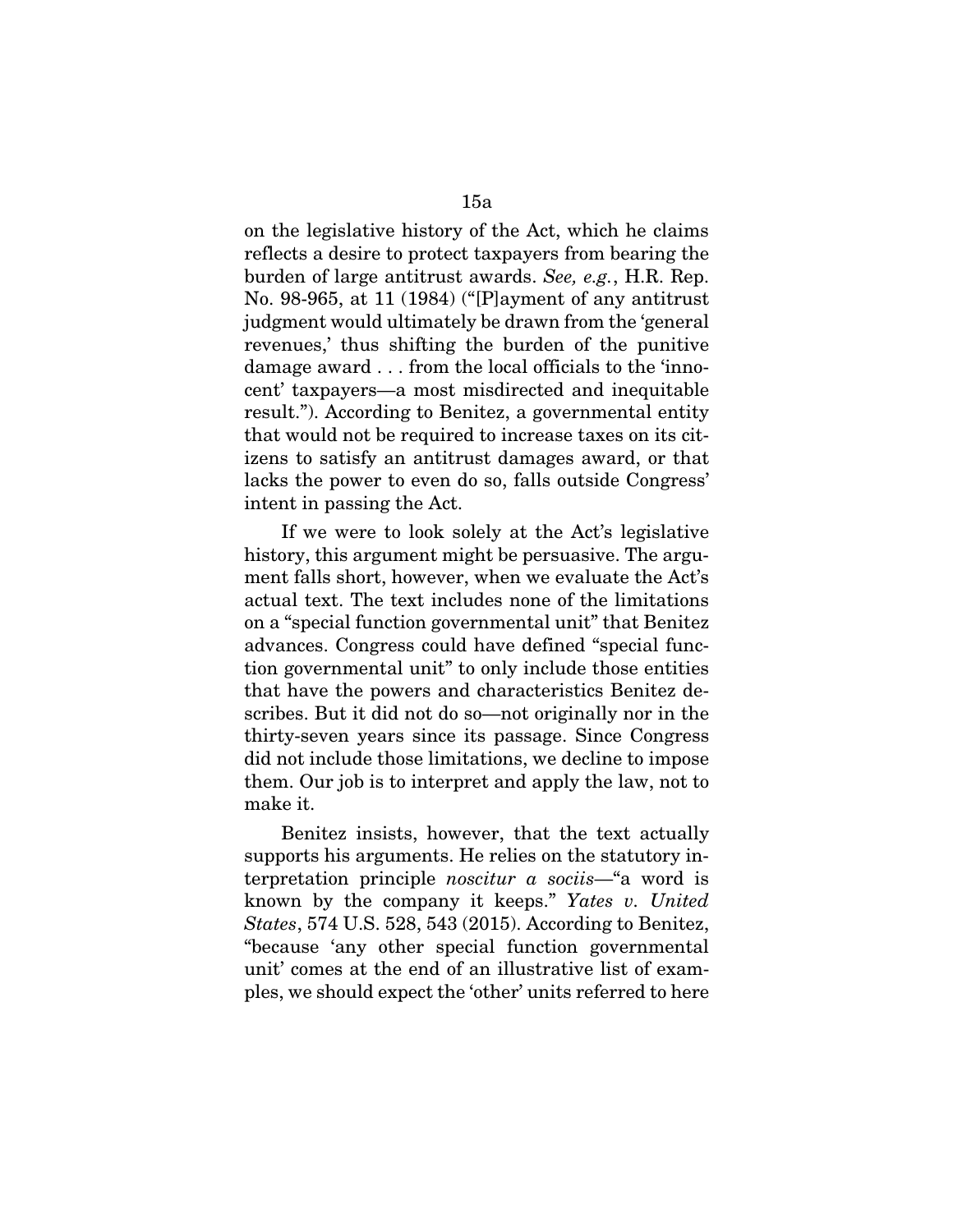on the legislative history of the Act, which he claims reflects a desire to protect taxpayers from bearing the burden of large antitrust awards. *See, e.g.*, H.R. Rep. No. 98-965, at 11 (1984) ("[P]ayment of any antitrust judgment would ultimately be drawn from the 'general revenues,' thus shifting the burden of the punitive damage award . . . from the local officials to the 'innocent' taxpayers—a most misdirected and inequitable result."). According to Benitez, a governmental entity that would not be required to increase taxes on its citizens to satisfy an antitrust damages award, or that lacks the power to even do so, falls outside Congress' intent in passing the Act.

If we were to look solely at the Act's legislative history, this argument might be persuasive. The argument falls short, however, when we evaluate the Act's actual text. The text includes none of the limitations on a "special function governmental unit" that Benitez advances. Congress could have defined "special function governmental unit" to only include those entities that have the powers and characteristics Benitez describes. But it did not do so—not originally nor in the thirty-seven years since its passage. Since Congress did not include those limitations, we decline to impose them. Our job is to interpret and apply the law, not to make it.

Benitez insists, however, that the text actually supports his arguments. He relies on the statutory interpretation principle *noscitur a sociis*—"a word is known by the company it keeps." *Yates v. United States*, 574 U.S. 528, 543 (2015). According to Benitez, "because 'any other special function governmental unit' comes at the end of an illustrative list of examples, we should expect the 'other' units referred to here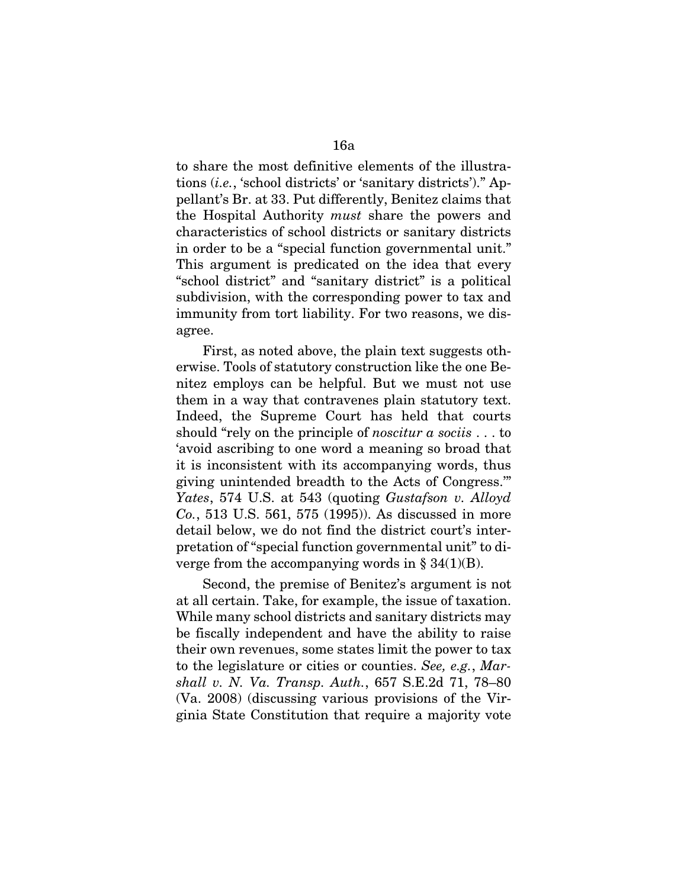to share the most definitive elements of the illustrations (*i.e.*, 'school districts' or 'sanitary districts')." Appellant's Br. at 33. Put differently, Benitez claims that the Hospital Authority *must* share the powers and characteristics of school districts or sanitary districts in order to be a "special function governmental unit." This argument is predicated on the idea that every "school district" and "sanitary district" is a political subdivision, with the corresponding power to tax and immunity from tort liability. For two reasons, we disagree.

First, as noted above, the plain text suggests otherwise. Tools of statutory construction like the one Benitez employs can be helpful. But we must not use them in a way that contravenes plain statutory text. Indeed, the Supreme Court has held that courts should "rely on the principle of *noscitur a sociis* . . . to 'avoid ascribing to one word a meaning so broad that it is inconsistent with its accompanying words, thus giving unintended breadth to the Acts of Congress.'" *Yates*, 574 U.S. at 543 (quoting *Gustafson v. Alloyd Co.*, 513 U.S. 561, 575 (1995)). As discussed in more detail below, we do not find the district court's interpretation of "special function governmental unit" to diverge from the accompanying words in § 34(1)(B).

Second, the premise of Benitez's argument is not at all certain. Take, for example, the issue of taxation. While many school districts and sanitary districts may be fiscally independent and have the ability to raise their own revenues, some states limit the power to tax to the legislature or cities or counties. *See, e.g.*, *Marshall v. N. Va. Transp. Auth.*, 657 S.E.2d 71, 78–80 (Va. 2008) (discussing various provisions of the Virginia State Constitution that require a majority vote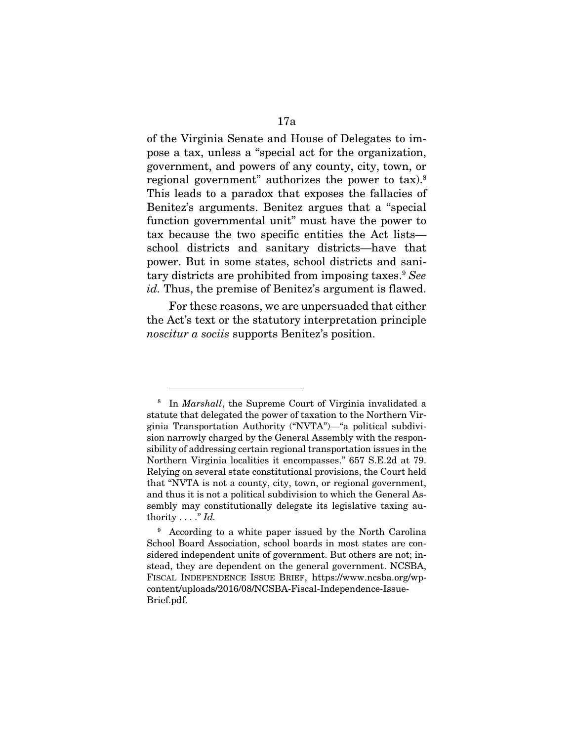of the Virginia Senate and House of Delegates to impose a tax, unless a "special act for the organization, government, and powers of any county, city, town, or regional government" authorizes the power to tax).[8] This leads to a paradox that exposes the fallacies of Benitez's arguments. Benitez argues that a "special function governmental unit" must have the power to tax because the two specific entities the Act lists—school districts and sanitary districts—have that power. But in some states, school districts and sanitary districts are prohibited from imposing taxes.[9] *See id.* Thus, the premise of Benitez's argument is flawed.

For these reasons, we are unpersuaded that either the Act's text or the statutory interpretation principle *noscitur a sociis* supports Benitez's position.

---

[8] In *Marshall*, the Supreme Court of Virginia invalidated a statute that delegated the power of taxation to the Northern Virginia Transportation Authority ("NVTA")—"a political subdivision narrowly charged by the General Assembly with the responsibility of addressing certain regional transportation issues in the Northern Virginia localities it encompasses." 657 S.E.2d at 79. Relying on several state constitutional provisions, the Court held that "NVTA is not a county, city, town, or regional government, and thus it is not a political subdivision to which the General Assembly may constitutionally delegate its legislative taxing authority . . . ." *Id.*

[9] According to a white paper issued by the North Carolina School Board Association, school boards in most states are considered independent units of government. But others are not; instead, they are dependent on the general government. NCSBA, FISCAL INDEPENDENCE ISSUE BRIEF, https://www.ncsba.org/wp-content/uploads/2016/08/NCSBA-Fiscal-Independence-Issue-Brief.pdf.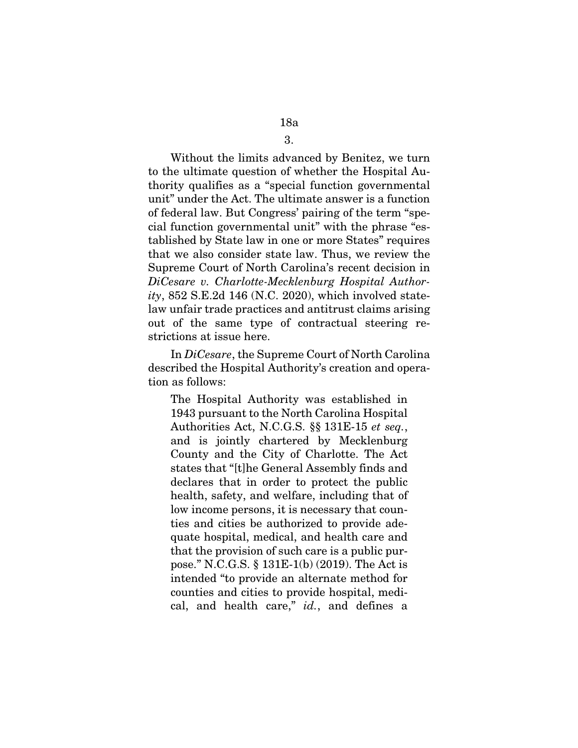3.

Without the limits advanced by Benitez, we turn to the ultimate question of whether the Hospital Authority qualifies as a "special function governmental unit" under the Act. The ultimate answer is a function of federal law. But Congress' pairing of the term "special function governmental unit" with the phrase "established by State law in one or more States" requires that we also consider state law. Thus, we review the Supreme Court of North Carolina's recent decision in *DiCesare v. Charlotte-Mecklenburg Hospital Authority*, 852 S.E.2d 146 (N.C. 2020), which involved state-law unfair trade practices and antitrust claims arising out of the same type of contractual steering restrictions at issue here.

In *DiCesare*, the Supreme Court of North Carolina described the Hospital Authority's creation and operation as follows:

> The Hospital Authority was established in 1943 pursuant to the North Carolina Hospital Authorities Act, N.C.G.S. §§ 131E-15 *et seq.*, and is jointly chartered by Mecklenburg County and the City of Charlotte. The Act states that "[t]he General Assembly finds and declares that in order to protect the public health, safety, and welfare, including that of low income persons, it is necessary that counties and cities be authorized to provide adequate hospital, medical, and health care and that the provision of such care is a public purpose." N.C.G.S. § 131E-1(b) (2019). The Act is intended "to provide an alternate method for counties and cities to provide hospital, medical, and health care," *id.*, and defines a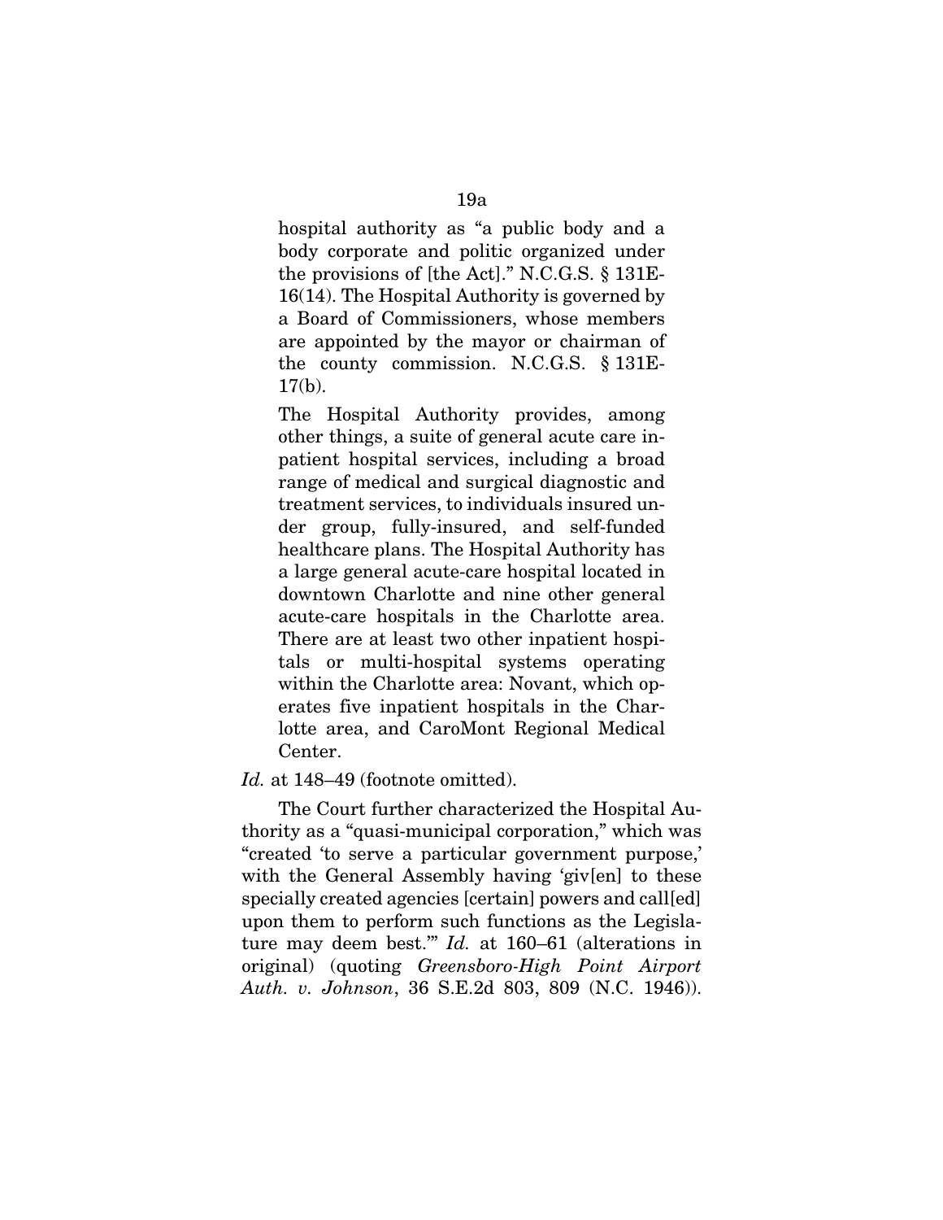> hospital authority as "a public body and a body corporate and politic organized under the provisions of [the Act]." N.C.G.S. § 131E-16(14). The Hospital Authority is governed by a Board of Commissioners, whose members are appointed by the mayor or chairman of the county commission. N.C.G.S. § 131E-17(b).
>
> The Hospital Authority provides, among other things, a suite of general acute care inpatient hospital services, including a broad range of medical and surgical diagnostic and treatment services, to individuals insured under group, fully-insured, and self-funded healthcare plans. The Hospital Authority has a large general acute-care hospital located in downtown Charlotte and nine other general acute-care hospitals in the Charlotte area. There are at least two other inpatient hospitals or multi-hospital systems operating within the Charlotte area: Novant, which operates five inpatient hospitals in the Charlotte area, and CaroMont Regional Medical Center.

*Id.* at 148–49 (footnote omitted).

The Court further characterized the Hospital Authority as a "quasi-municipal corporation," which was "created 'to serve a particular government purpose,' with the General Assembly having 'giv[en] to these specially created agencies [certain] powers and call[ed] upon them to perform such functions as the Legislature may deem best.'" *Id.* at 160–61 (alterations in original) (quoting *Greensboro-High Point Airport Auth. v. Johnson*, 36 S.E.2d 803, 809 (N.C. 1946)).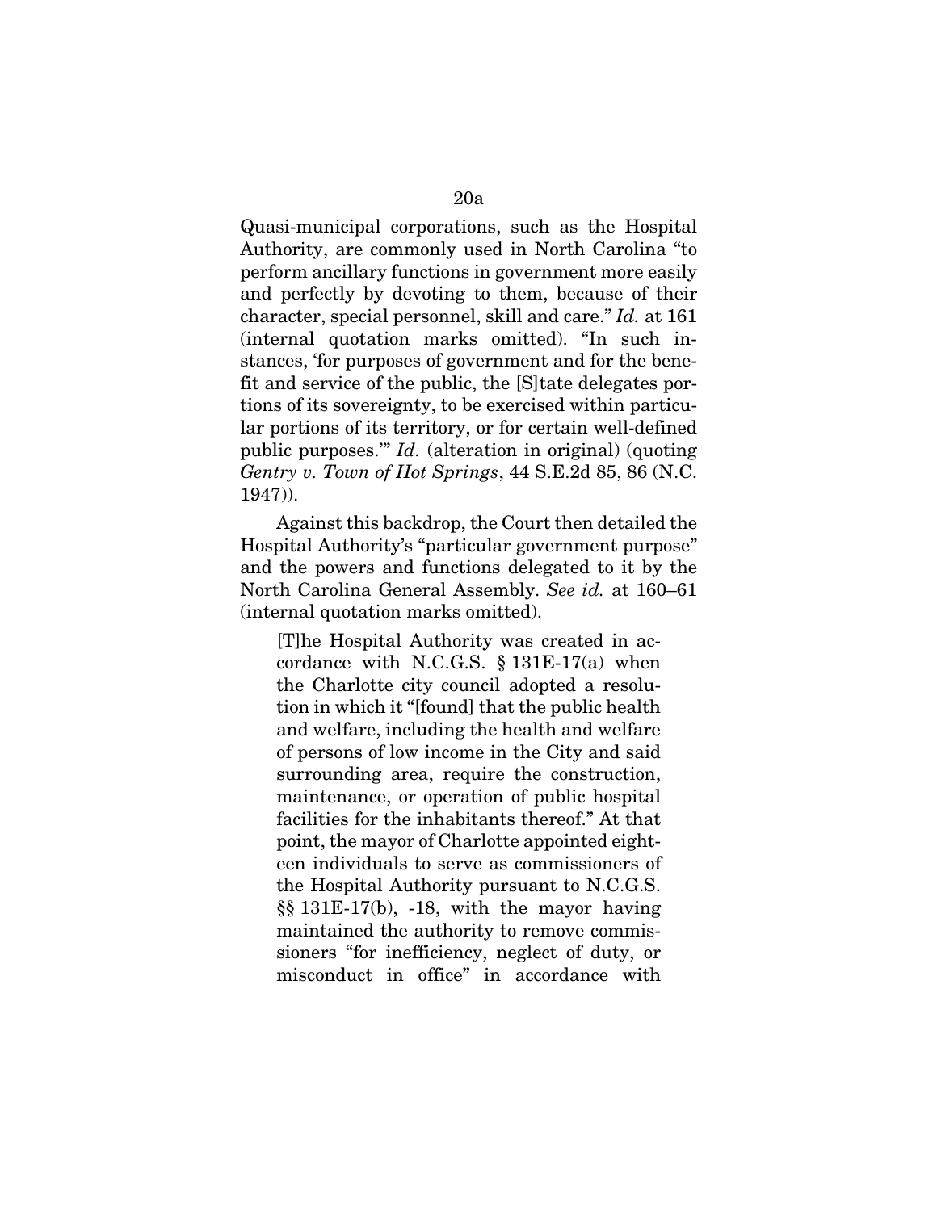Quasi-municipal corporations, such as the Hospital Authority, are commonly used in North Carolina "to perform ancillary functions in government more easily and perfectly by devoting to them, because of their character, special personnel, skill and care." *Id.* at 161 (internal quotation marks omitted). "In such instances, 'for purposes of government and for the benefit and service of the public, the [S]tate delegates portions of its sovereignty, to be exercised within particular portions of its territory, or for certain well-defined public purposes.'" *Id.* (alteration in original) (quoting *Gentry v. Town of Hot Springs*, 44 S.E.2d 85, 86 (N.C. 1947)).

Against this backdrop, the Court then detailed the Hospital Authority's "particular government purpose" and the powers and functions delegated to it by the North Carolina General Assembly. *See id.* at 160–61 (internal quotation marks omitted).

> [T]he Hospital Authority was created in accordance with N.C.G.S. § 131E-17(a) when the Charlotte city council adopted a resolution in which it "[found] that the public health and welfare, including the health and welfare of persons of low income in the City and said surrounding area, require the construction, maintenance, or operation of public hospital facilities for the inhabitants thereof." At that point, the mayor of Charlotte appointed eighteen individuals to serve as commissioners of the Hospital Authority pursuant to N.C.G.S. §§ 131E-17(b), -18, with the mayor having maintained the authority to remove commissioners "for inefficiency, neglect of duty, or misconduct in office" in accordance with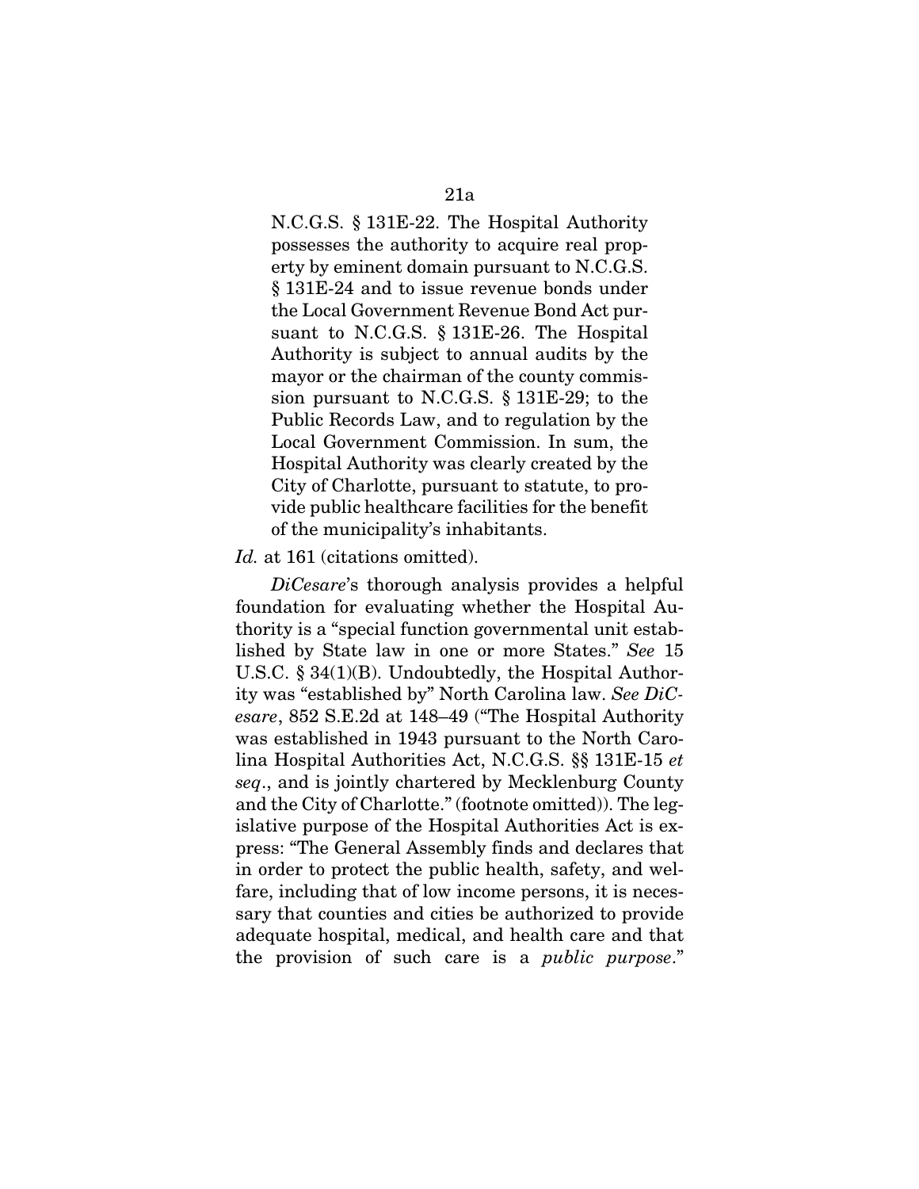> N.C.G.S. § 131E-22. The Hospital Authority possesses the authority to acquire real property by eminent domain pursuant to N.C.G.S. § 131E-24 and to issue revenue bonds under the Local Government Revenue Bond Act pursuant to N.C.G.S. § 131E-26. The Hospital Authority is subject to annual audits by the mayor or the chairman of the county commission pursuant to N.C.G.S. § 131E-29; to the Public Records Law, and to regulation by the Local Government Commission. In sum, the Hospital Authority was clearly created by the City of Charlotte, pursuant to statute, to provide public healthcare facilities for the benefit of the municipality's inhabitants.

*Id.* at 161 (citations omitted).

*DiCesare*'s thorough analysis provides a helpful foundation for evaluating whether the Hospital Authority is a "special function governmental unit established by State law in one or more States." *See* 15 U.S.C. § 34(1)(B). Undoubtedly, the Hospital Authority was "established by" North Carolina law. *See DiCesare*, 852 S.E.2d at 148–49 ("The Hospital Authority was established in 1943 pursuant to the North Carolina Hospital Authorities Act, N.C.G.S. §§ 131E-15 *et seq*., and is jointly chartered by Mecklenburg County and the City of Charlotte." (footnote omitted)). The legislative purpose of the Hospital Authorities Act is express: "The General Assembly finds and declares that in order to protect the public health, safety, and welfare, including that of low income persons, it is necessary that counties and cities be authorized to provide adequate hospital, medical, and health care and that the provision of such care is a *public purpose*."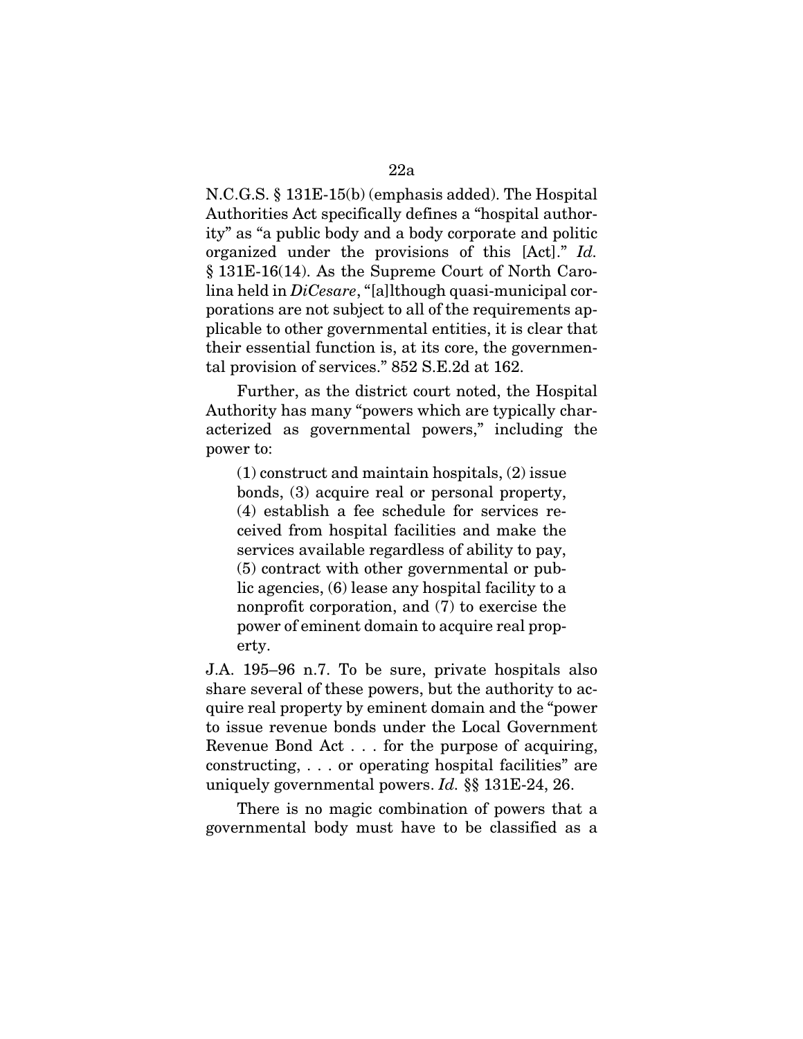N.C.G.S. § 131E-15(b) (emphasis added). The Hospital Authorities Act specifically defines a "hospital authority" as "a public body and a body corporate and politic organized under the provisions of this [Act]." *Id.* § 131E-16(14). As the Supreme Court of North Carolina held in *DiCesare*, "[a]lthough quasi-municipal corporations are not subject to all of the requirements applicable to other governmental entities, it is clear that their essential function is, at its core, the governmental provision of services." 852 S.E.2d at 162.

Further, as the district court noted, the Hospital Authority has many "powers which are typically characterized as governmental powers," including the power to:

> (1) construct and maintain hospitals, (2) issue bonds, (3) acquire real or personal property, (4) establish a fee schedule for services received from hospital facilities and make the services available regardless of ability to pay, (5) contract with other governmental or public agencies, (6) lease any hospital facility to a nonprofit corporation, and (7) to exercise the power of eminent domain to acquire real property.

J.A. 195–96 n.7. To be sure, private hospitals also share several of these powers, but the authority to acquire real property by eminent domain and the "power to issue revenue bonds under the Local Government Revenue Bond Act . . . for the purpose of acquiring, constructing, . . . or operating hospital facilities" are uniquely governmental powers. *Id.* §§ 131E-24, 26.

There is no magic combination of powers that a governmental body must have to be classified as a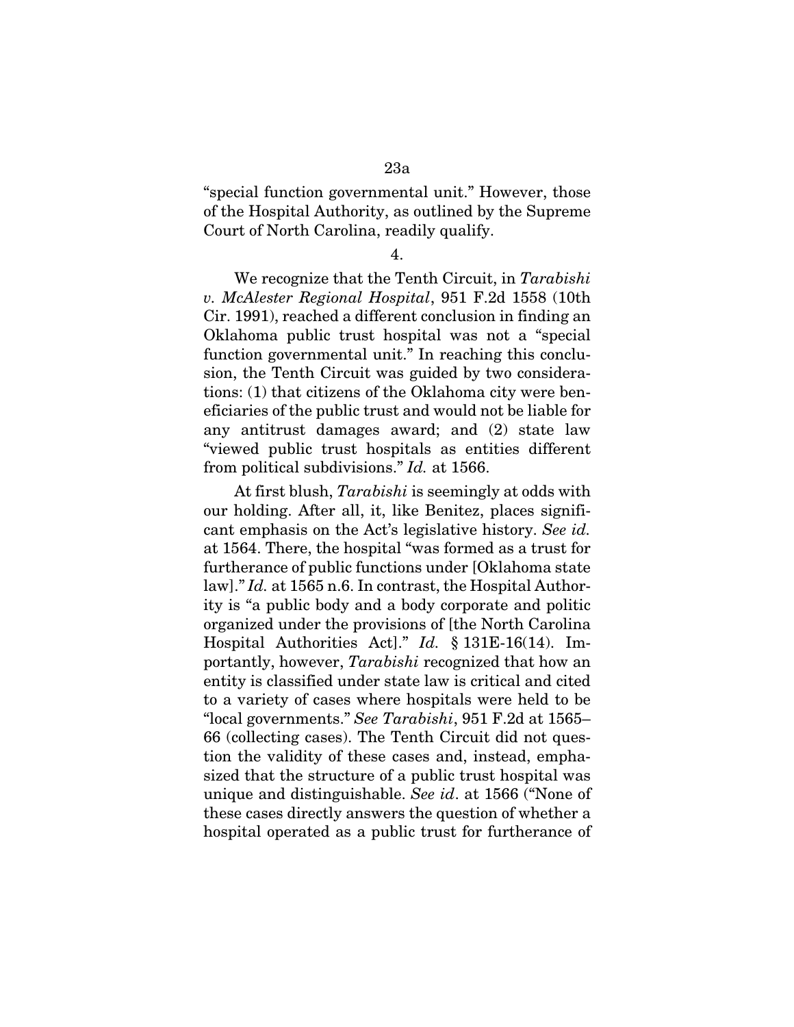"special function governmental unit." However, those of the Hospital Authority, as outlined by the Supreme Court of North Carolina, readily qualify.

4.

We recognize that the Tenth Circuit, in *Tarabishi v. McAlester Regional Hospital*, 951 F.2d 1558 (10th Cir. 1991), reached a different conclusion in finding an Oklahoma public trust hospital was not a "special function governmental unit." In reaching this conclusion, the Tenth Circuit was guided by two considerations: (1) that citizens of the Oklahoma city were beneficiaries of the public trust and would not be liable for any antitrust damages award; and (2) state law "viewed public trust hospitals as entities different from political subdivisions." *Id.* at 1566.

At first blush, *Tarabishi* is seemingly at odds with our holding. After all, it, like Benitez, places significant emphasis on the Act's legislative history. *See id.* at 1564. There, the hospital "was formed as a trust for furtherance of public functions under [Oklahoma state law]." *Id.* at 1565 n.6. In contrast, the Hospital Authority is "a public body and a body corporate and politic organized under the provisions of [the North Carolina Hospital Authorities Act]." *Id.* § 131E-16(14). Importantly, however, *Tarabishi* recognized that how an entity is classified under state law is critical and cited to a variety of cases where hospitals were held to be "local governments." *See Tarabishi*, 951 F.2d at 1565–66 (collecting cases). The Tenth Circuit did not question the validity of these cases and, instead, emphasized that the structure of a public trust hospital was unique and distinguishable. *See id*. at 1566 ("None of these cases directly answers the question of whether a hospital operated as a public trust for furtherance of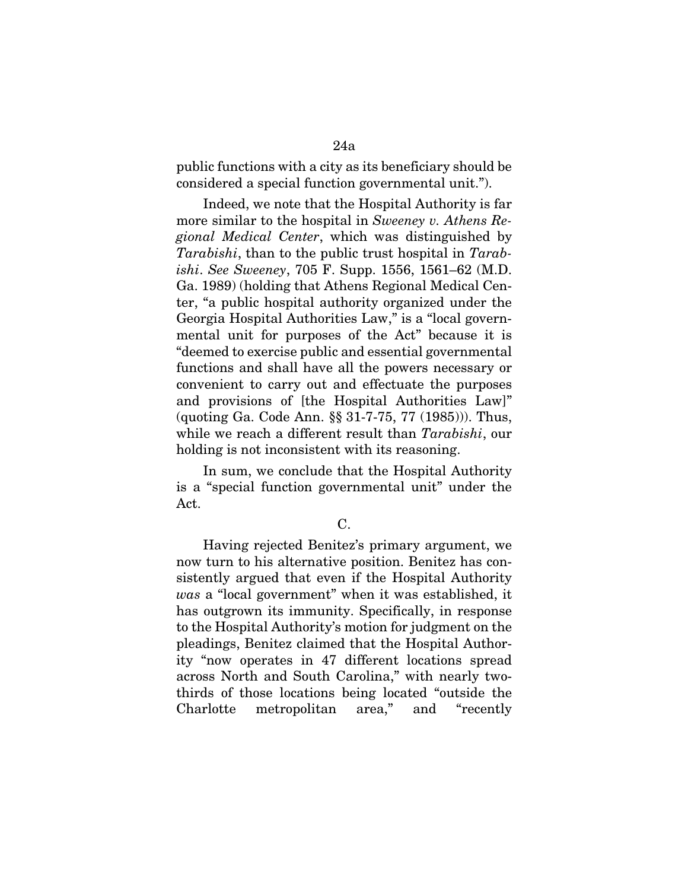public functions with a city as its beneficiary should be considered a special function governmental unit.").

Indeed, we note that the Hospital Authority is far more similar to the hospital in *Sweeney v. Athens Regional Medical Center*, which was distinguished by *Tarabishi*, than to the public trust hospital in *Tarabishi*. *See Sweeney*, 705 F. Supp. 1556, 1561–62 (M.D. Ga. 1989) (holding that Athens Regional Medical Center, "a public hospital authority organized under the Georgia Hospital Authorities Law," is a "local governmental unit for purposes of the Act" because it is "deemed to exercise public and essential governmental functions and shall have all the powers necessary or convenient to carry out and effectuate the purposes and provisions of [the Hospital Authorities Law]" (quoting Ga. Code Ann. §§ 31-7-75, 77 (1985))). Thus, while we reach a different result than *Tarabishi*, our holding is not inconsistent with its reasoning.

In sum, we conclude that the Hospital Authority is a "special function governmental unit" under the Act.

C.

Having rejected Benitez's primary argument, we now turn to his alternative position. Benitez has consistently argued that even if the Hospital Authority *was* a "local government" when it was established, it has outgrown its immunity. Specifically, in response to the Hospital Authority's motion for judgment on the pleadings, Benitez claimed that the Hospital Authority "now operates in 47 different locations spread across North and South Carolina," with nearly two-thirds of those locations being located "outside the Charlotte metropolitan area," and "recently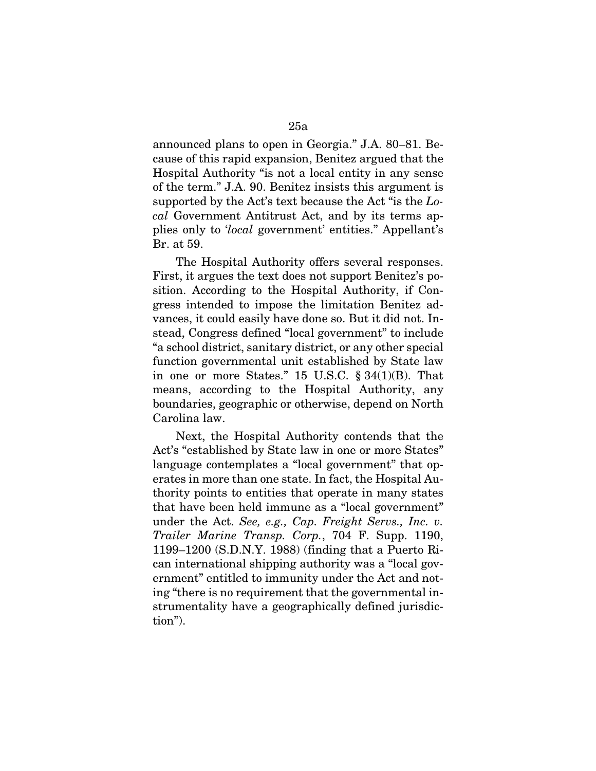announced plans to open in Georgia." J.A. 80–81. Because of this rapid expansion, Benitez argued that the Hospital Authority "is not a local entity in any sense of the term." J.A. 90. Benitez insists this argument is supported by the Act's text because the Act "is the *Local* Government Antitrust Act, and by its terms applies only to '*local* government' entities." Appellant's Br. at 59.

The Hospital Authority offers several responses. First, it argues the text does not support Benitez's position. According to the Hospital Authority, if Congress intended to impose the limitation Benitez advances, it could easily have done so. But it did not. Instead, Congress defined "local government" to include "a school district, sanitary district, or any other special function governmental unit established by State law in one or more States." 15 U.S.C. § 34(1)(B). That means, according to the Hospital Authority, any boundaries, geographic or otherwise, depend on North Carolina law.

Next, the Hospital Authority contends that the Act's "established by State law in one or more States" language contemplates a "local government" that operates in more than one state. In fact, the Hospital Authority points to entities that operate in many states that have been held immune as a "local government" under the Act. *See, e.g., Cap. Freight Servs., Inc. v. Trailer Marine Transp. Corp.*, 704 F. Supp. 1190, 1199–1200 (S.D.N.Y. 1988) (finding that a Puerto Rican international shipping authority was a "local government" entitled to immunity under the Act and noting "there is no requirement that the governmental instrumentality have a geographically defined jurisdiction").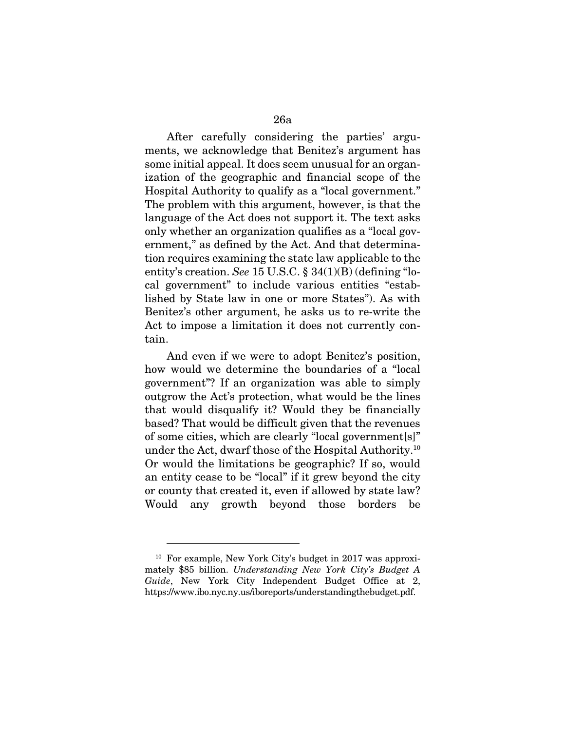After carefully considering the parties' arguments, we acknowledge that Benitez's argument has some initial appeal. It does seem unusual for an organization of the geographic and financial scope of the Hospital Authority to qualify as a "local government." The problem with this argument, however, is that the language of the Act does not support it. The text asks only whether an organization qualifies as a "local government," as defined by the Act. And that determination requires examining the state law applicable to the entity's creation. *See* 15 U.S.C. § 34(1)(B) (defining "local government" to include various entities "established by State law in one or more States"). As with Benitez's other argument, he asks us to re-write the Act to impose a limitation it does not currently contain.

And even if we were to adopt Benitez's position, how would we determine the boundaries of a "local government"? If an organization was able to simply outgrow the Act's protection, what would be the lines that would disqualify it? Would they be financially based? That would be difficult given that the revenues of some cities, which are clearly "local government[s]" under the Act, dwarf those of the Hospital Authority.[10] Or would the limitations be geographic? If so, would an entity cease to be "local" if it grew beyond the city or county that created it, even if allowed by state law? Would any growth beyond those borders be

---

[10] For example, New York City's budget in 2017 was approximately $85 billion. *Understanding New York City's Budget A Guide*, New York City Independent Budget Office at 2, https://www.ibo.nyc.ny.us/iboreports/understandingthebudget.pdf.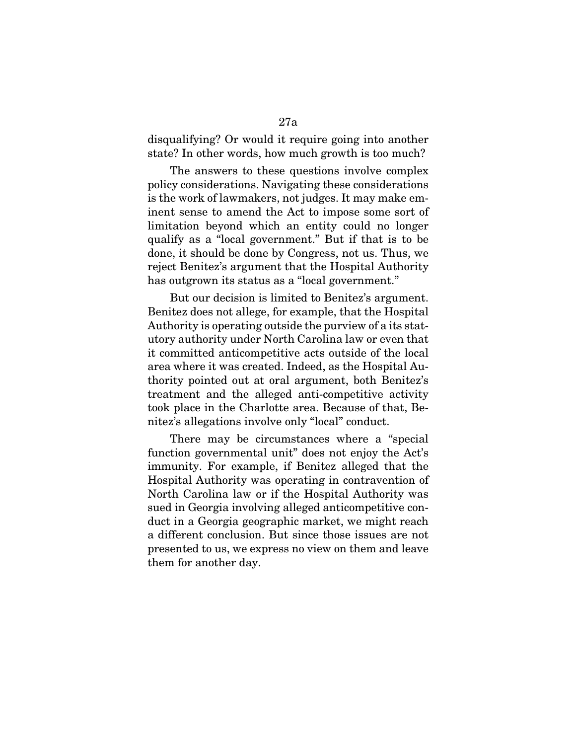disqualifying? Or would it require going into another state? In other words, how much growth is too much?

The answers to these questions involve complex policy considerations. Navigating these considerations is the work of lawmakers, not judges. It may make eminent sense to amend the Act to impose some sort of limitation beyond which an entity could no longer qualify as a "local government." But if that is to be done, it should be done by Congress, not us. Thus, we reject Benitez's argument that the Hospital Authority has outgrown its status as a "local government."

But our decision is limited to Benitez's argument. Benitez does not allege, for example, that the Hospital Authority is operating outside the purview of a its statutory authority under North Carolina law or even that it committed anticompetitive acts outside of the local area where it was created. Indeed, as the Hospital Authority pointed out at oral argument, both Benitez's treatment and the alleged anti-competitive activity took place in the Charlotte area. Because of that, Benitez's allegations involve only "local" conduct.

There may be circumstances where a "special function governmental unit" does not enjoy the Act's immunity. For example, if Benitez alleged that the Hospital Authority was operating in contravention of North Carolina law or if the Hospital Authority was sued in Georgia involving alleged anticompetitive conduct in a Georgia geographic market, we might reach a different conclusion. But since those issues are not presented to us, we express no view on them and leave them for another day.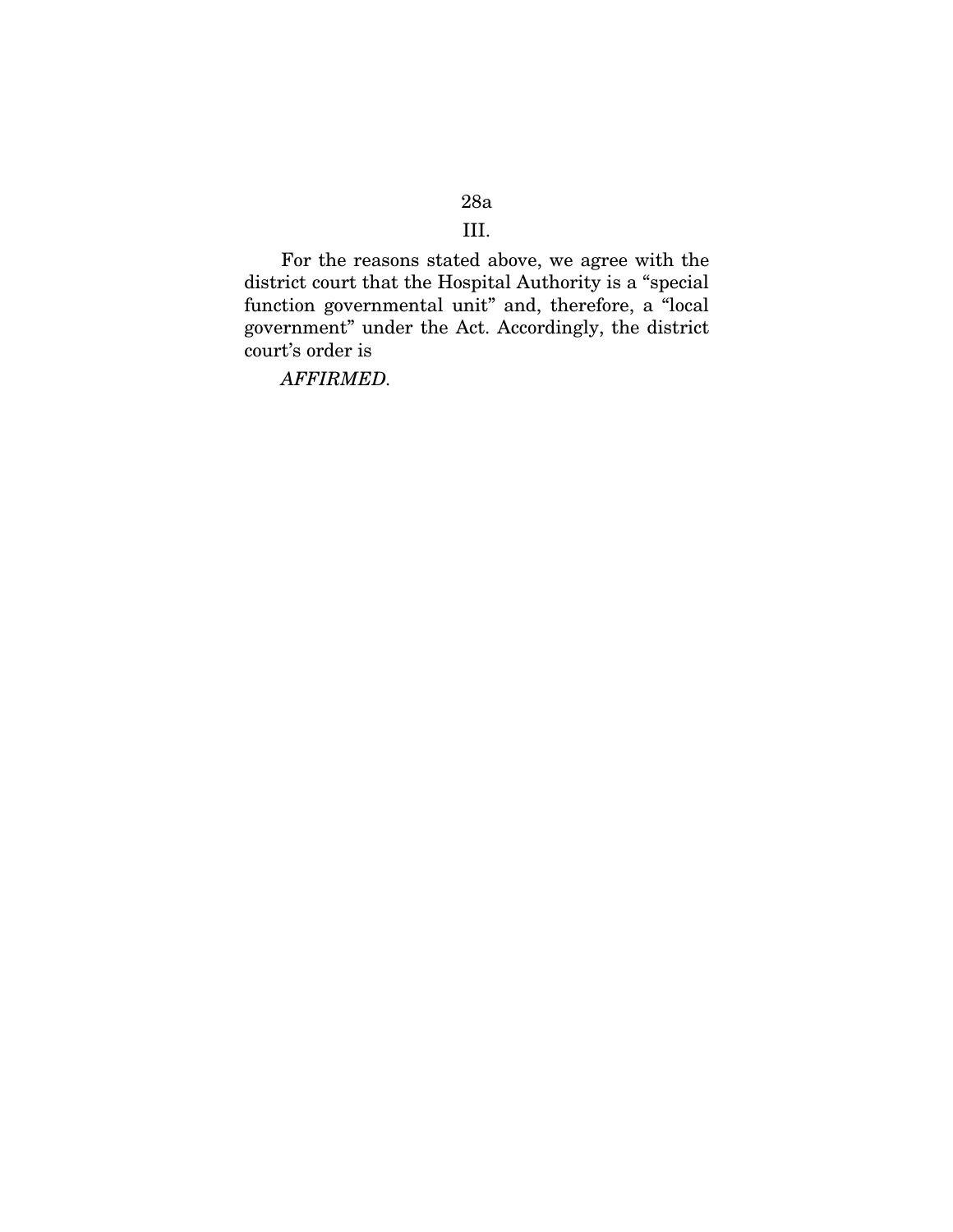## III.

For the reasons stated above, we agree with the district court that the Hospital Authority is a "special function governmental unit" and, therefore, a "local government" under the Act. Accordingly, the district court's order is

*AFFIRMED.*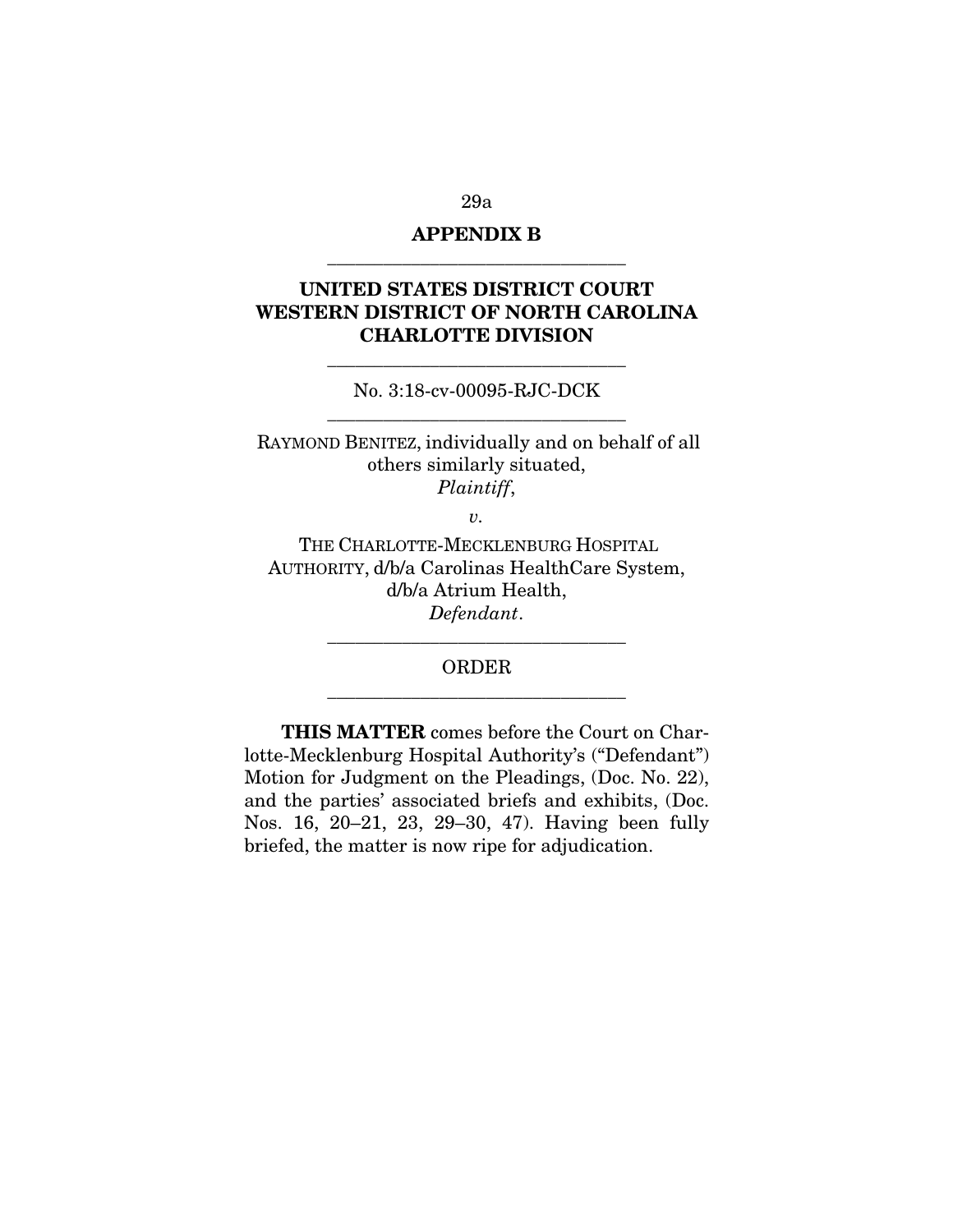## APPENDIX B

---

**UNITED STATES DISTRICT COURT WESTERN DISTRICT OF NORTH CAROLINA CHARLOTTE DIVISION**

---

No. 3:18-cv-00095-RJC-DCK

---

RAYMOND BENITEZ, individually and on behalf of all others similarly situated,
*Plaintiff*,

*v.*

THE CHARLOTTE-MECKLENBURG HOSPITAL AUTHORITY, d/b/a Carolinas HealthCare System, d/b/a Atrium Health,
*Defendant*.

---

ORDER

---

**THIS MATTER** comes before the Court on Charlotte-Mecklenburg Hospital Authority's ("Defendant") Motion for Judgment on the Pleadings, (Doc. No. 22), and the parties' associated briefs and exhibits, (Doc. Nos. 16, 20–21, 23, 29–30, 47). Having been fully briefed, the matter is now ripe for adjudication.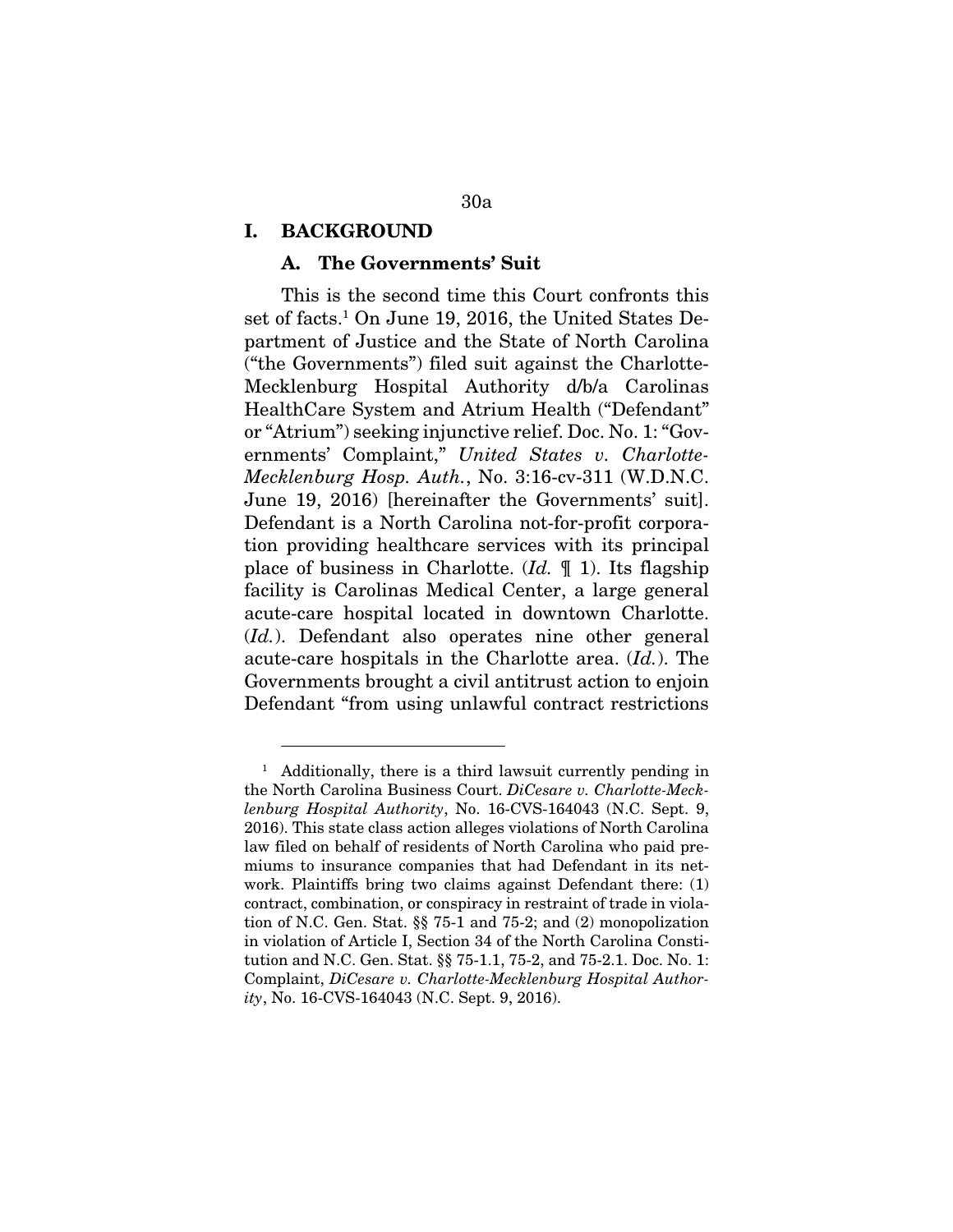## I. BACKGROUND

### A. The Governments' Suit

This is the second time this Court confronts this set of facts.[1] On June 19, 2016, the United States Department of Justice and the State of North Carolina ("the Governments") filed suit against the Charlotte-Mecklenburg Hospital Authority d/b/a Carolinas HealthCare System and Atrium Health ("Defendant" or "Atrium") seeking injunctive relief. Doc. No. 1: "Governments' Complaint," *United States v. Charlotte-Mecklenburg Hosp. Auth.*, No. 3:16-cv-311 (W.D.N.C. June 19, 2016) [hereinafter the Governments' suit]. Defendant is a North Carolina not-for-profit corporation providing healthcare services with its principal place of business in Charlotte. (*Id.* ¶ 1). Its flagship facility is Carolinas Medical Center, a large general acute-care hospital located in downtown Charlotte. (*Id.*). Defendant also operates nine other general acute-care hospitals in the Charlotte area. (*Id.*). The Governments brought a civil antitrust action to enjoin Defendant "from using unlawful contract restrictions

---

[1] Additionally, there is a third lawsuit currently pending in the North Carolina Business Court. *DiCesare v. Charlotte-Mecklenburg Hospital Authority*, No. 16-CVS-164043 (N.C. Sept. 9, 2016). This state class action alleges violations of North Carolina law filed on behalf of residents of North Carolina who paid premiums to insurance companies that had Defendant in its network. Plaintiffs bring two claims against Defendant there: (1) contract, combination, or conspiracy in restraint of trade in violation of N.C. Gen. Stat. §§ 75-1 and 75-2; and (2) monopolization in violation of Article I, Section 34 of the North Carolina Constitution and N.C. Gen. Stat. §§ 75-1.1, 75-2, and 75-2.1. Doc. No. 1: Complaint, *DiCesare v. Charlotte-Mecklenburg Hospital Authority*, No. 16-CVS-164043 (N.C. Sept. 9, 2016).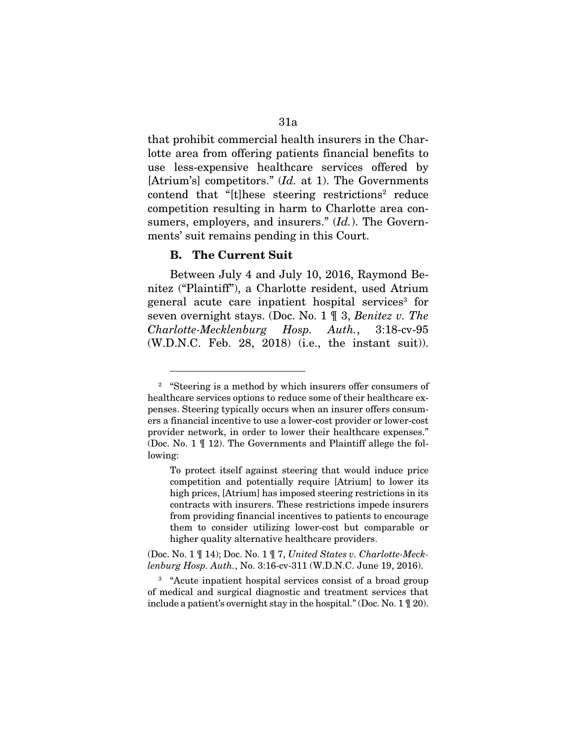that prohibit commercial health insurers in the Charlotte area from offering patients financial benefits to use less-expensive healthcare services offered by [Atrium's] competitors." (*Id.* at 1). The Governments contend that "[t]hese steering restrictions[2] reduce competition resulting in harm to Charlotte area consumers, employers, and insurers." (*Id.*). The Governments' suit remains pending in this Court.

### B. The Current Suit

Between July 4 and July 10, 2016, Raymond Benitez ("Plaintiff"), a Charlotte resident, used Atrium general acute care inpatient hospital services[3] for seven overnight stays. (Doc. No. 1 ¶ 3, *Benitez v. The Charlotte-Mecklenburg Hosp. Auth.*, 3:18-cv-95 (W.D.N.C. Feb. 28, 2018) (i.e., the instant suit)).

---

[2] "Steering is a method by which insurers offer consumers of healthcare services options to reduce some of their healthcare expenses. Steering typically occurs when an insurer offers consumers a financial incentive to use a lower-cost provider or lower-cost provider network, in order to lower their healthcare expenses." (Doc. No. 1 ¶ 12). The Governments and Plaintiff allege the following:

> To protect itself against steering that would induce price competition and potentially require [Atrium] to lower its high prices, [Atrium] has imposed steering restrictions in its contracts with insurers. These restrictions impede insurers from providing financial incentives to patients to encourage them to consider utilizing lower-cost but comparable or higher quality alternative healthcare providers.

(Doc. No. 1 ¶ 14); Doc. No. 1 ¶ 7, *United States v. Charlotte-Mecklenburg Hosp. Auth.*, No. 3:16-cv-311 (W.D.N.C. June 19, 2016).

[3] "Acute inpatient hospital services consist of a broad group of medical and surgical diagnostic and treatment services that include a patient's overnight stay in the hospital." (Doc. No. 1 ¶ 20).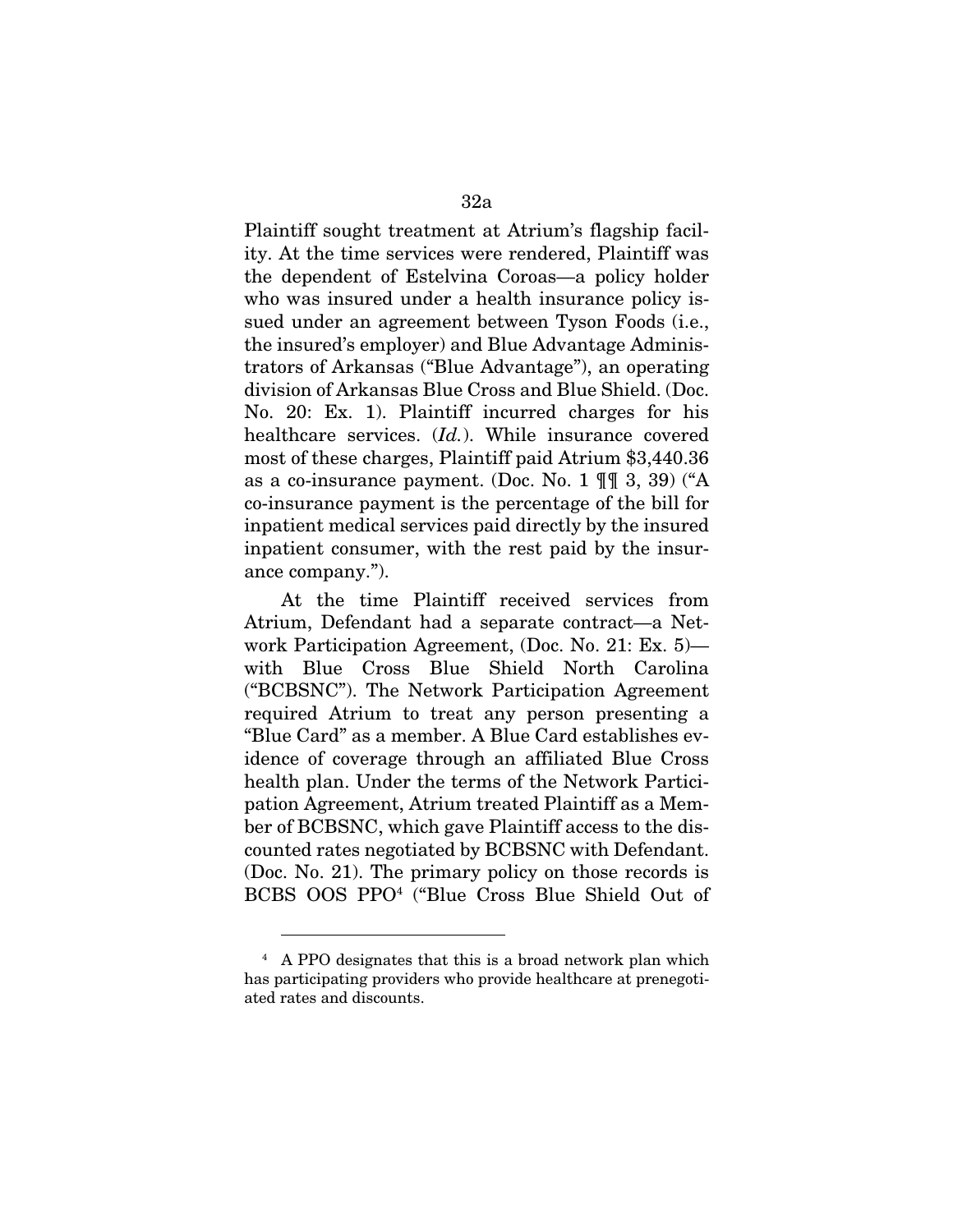Plaintiff sought treatment at Atrium's flagship facility. At the time services were rendered, Plaintiff was the dependent of Estelvina Coroas—a policy holder who was insured under a health insurance policy issued under an agreement between Tyson Foods (i.e., the insured's employer) and Blue Advantage Administrators of Arkansas ("Blue Advantage"), an operating division of Arkansas Blue Cross and Blue Shield. (Doc. No. 20: Ex. 1). Plaintiff incurred charges for his healthcare services. (*Id.*). While insurance covered most of these charges, Plaintiff paid Atrium $3,440.36 as a co-insurance payment. (Doc. No. 1 ¶¶ 3, 39) ("A co-insurance payment is the percentage of the bill for inpatient medical services paid directly by the insured inpatient consumer, with the rest paid by the insurance company.").

At the time Plaintiff received services from Atrium, Defendant had a separate contract—a Network Participation Agreement, (Doc. No. 21: Ex. 5)—with Blue Cross Blue Shield North Carolina ("BCBSNC"). The Network Participation Agreement required Atrium to treat any person presenting a "Blue Card" as a member. A Blue Card establishes evidence of coverage through an affiliated Blue Cross health plan. Under the terms of the Network Participation Agreement, Atrium treated Plaintiff as a Member of BCBSNC, which gave Plaintiff access to the discounted rates negotiated by BCBSNC with Defendant. (Doc. No. 21). The primary policy on those records is BCBS OOS PPO[4] ("Blue Cross Blue Shield Out of

---

[4] A PPO designates that this is a broad network plan which has participating providers who provide healthcare at prenegotiated rates and discounts.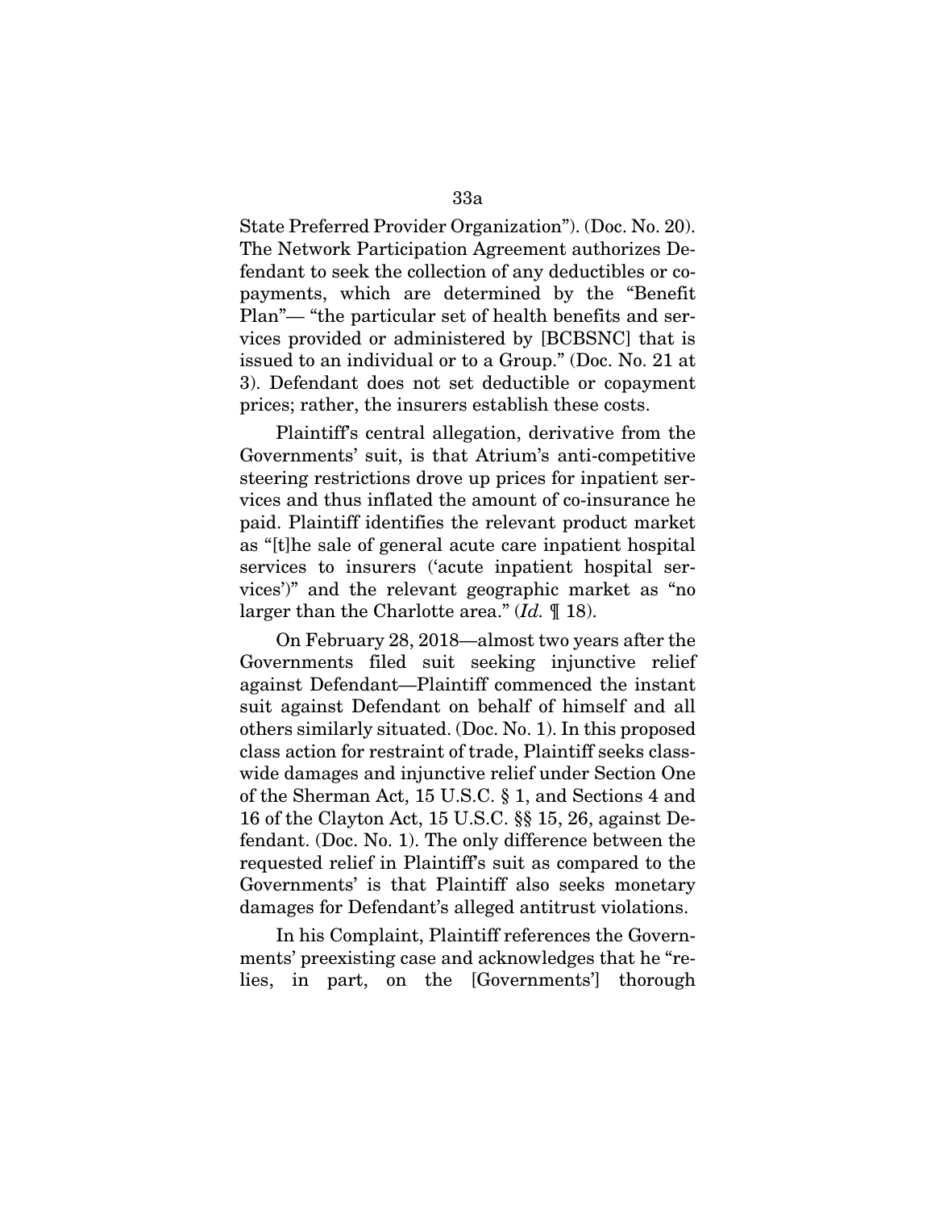State Preferred Provider Organization"). (Doc. No. 20). The Network Participation Agreement authorizes Defendant to seek the collection of any deductibles or copayments, which are determined by the "Benefit Plan"— "the particular set of health benefits and services provided or administered by [BCBSNC] that is issued to an individual or to a Group." (Doc. No. 21 at 3). Defendant does not set deductible or copayment prices; rather, the insurers establish these costs.

Plaintiff's central allegation, derivative from the Governments' suit, is that Atrium's anti-competitive steering restrictions drove up prices for inpatient services and thus inflated the amount of co-insurance he paid. Plaintiff identifies the relevant product market as "[t]he sale of general acute care inpatient hospital services to insurers ('acute inpatient hospital services')" and the relevant geographic market as "no larger than the Charlotte area." (*Id.* ¶ 18).

On February 28, 2018—almost two years after the Governments filed suit seeking injunctive relief against Defendant—Plaintiff commenced the instant suit against Defendant on behalf of himself and all others similarly situated. (Doc. No. 1). In this proposed class action for restraint of trade, Plaintiff seeks class-wide damages and injunctive relief under Section One of the Sherman Act, 15 U.S.C. § 1, and Sections 4 and 16 of the Clayton Act, 15 U.S.C. §§ 15, 26, against Defendant. (Doc. No. 1). The only difference between the requested relief in Plaintiff's suit as compared to the Governments' is that Plaintiff also seeks monetary damages for Defendant's alleged antitrust violations.

In his Complaint, Plaintiff references the Governments' preexisting case and acknowledges that he "relies, in part, on the [Governments'] thorough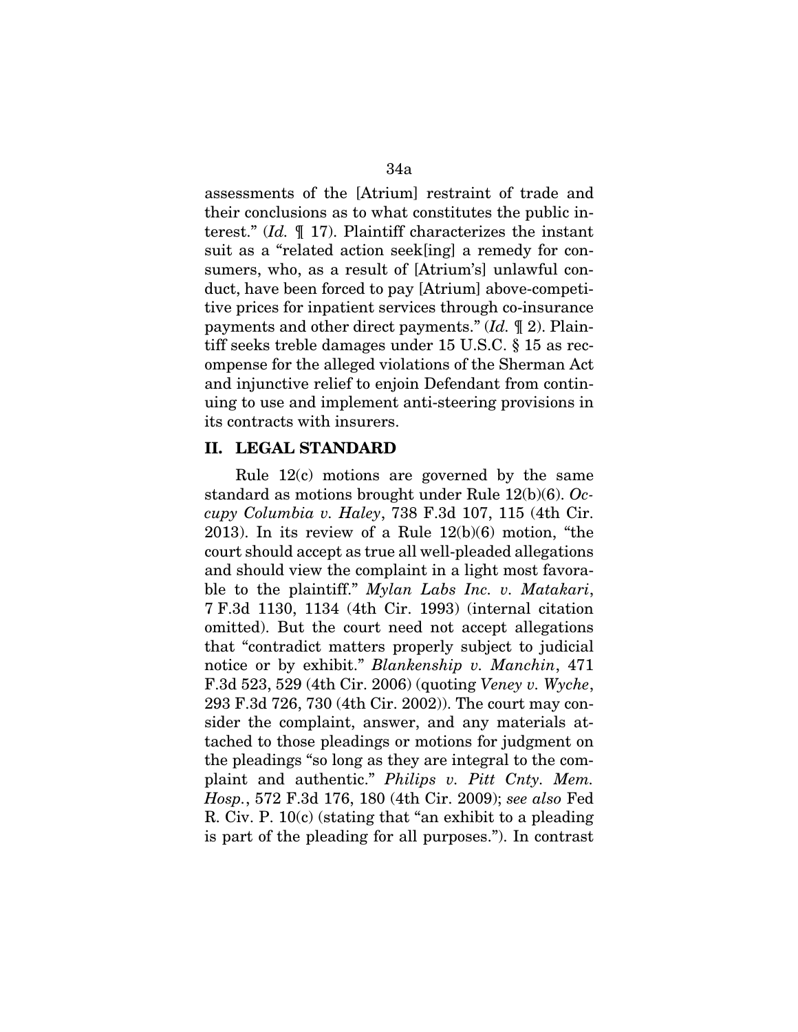assessments of the [Atrium] restraint of trade and their conclusions as to what constitutes the public interest." (*Id.* ¶ 17). Plaintiff characterizes the instant suit as a "related action seek[ing] a remedy for consumers, who, as a result of [Atrium's] unlawful conduct, have been forced to pay [Atrium] above-competitive prices for inpatient services through co-insurance payments and other direct payments." (*Id.* ¶ 2). Plaintiff seeks treble damages under 15 U.S.C. § 15 as recompense for the alleged violations of the Sherman Act and injunctive relief to enjoin Defendant from continuing to use and implement anti-steering provisions in its contracts with insurers.

## II. LEGAL STANDARD

Rule 12(c) motions are governed by the same standard as motions brought under Rule 12(b)(6). *Occupy Columbia v. Haley*, 738 F.3d 107, 115 (4th Cir. 2013). In its review of a Rule 12(b)(6) motion, "the court should accept as true all well-pleaded allegations and should view the complaint in a light most favorable to the plaintiff." *Mylan Labs Inc. v. Matakari*, 7 F.3d 1130, 1134 (4th Cir. 1993) (internal citation omitted). But the court need not accept allegations that "contradict matters properly subject to judicial notice or by exhibit." *Blankenship v. Manchin*, 471 F.3d 523, 529 (4th Cir. 2006) (quoting *Veney v. Wyche*, 293 F.3d 726, 730 (4th Cir. 2002)). The court may consider the complaint, answer, and any materials attached to those pleadings or motions for judgment on the pleadings "so long as they are integral to the complaint and authentic." *Philips v. Pitt Cnty. Mem. Hosp.*, 572 F.3d 176, 180 (4th Cir. 2009); *see also* Fed R. Civ. P. 10(c) (stating that "an exhibit to a pleading is part of the pleading for all purposes."). In contrast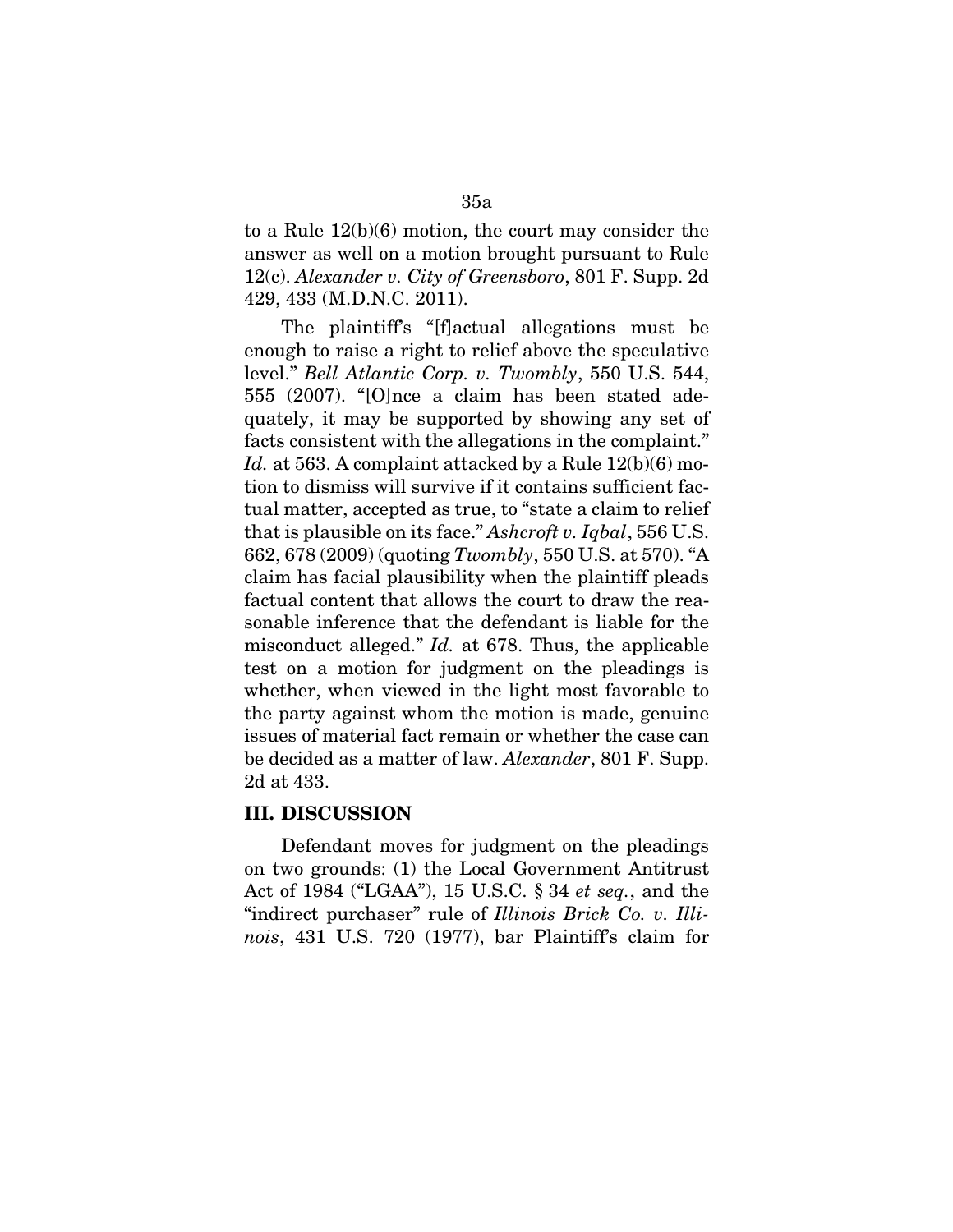to a Rule 12(b)(6) motion, the court may consider the answer as well on a motion brought pursuant to Rule 12(c). *Alexander v. City of Greensboro*, 801 F. Supp. 2d 429, 433 (M.D.N.C. 2011).

The plaintiff's "[f]actual allegations must be enough to raise a right to relief above the speculative level." *Bell Atlantic Corp. v. Twombly*, 550 U.S. 544, 555 (2007). "[O]nce a claim has been stated adequately, it may be supported by showing any set of facts consistent with the allegations in the complaint." *Id.* at 563. A complaint attacked by a Rule 12(b)(6) motion to dismiss will survive if it contains sufficient factual matter, accepted as true, to "state a claim to relief that is plausible on its face." *Ashcroft v. Iqbal*, 556 U.S. 662, 678 (2009) (quoting *Twombly*, 550 U.S. at 570). "A claim has facial plausibility when the plaintiff pleads factual content that allows the court to draw the reasonable inference that the defendant is liable for the misconduct alleged." *Id.* at 678. Thus, the applicable test on a motion for judgment on the pleadings is whether, when viewed in the light most favorable to the party against whom the motion is made, genuine issues of material fact remain or whether the case can be decided as a matter of law. *Alexander*, 801 F. Supp. 2d at 433.

### III. DISCUSSION

Defendant moves for judgment on the pleadings on two grounds: (1) the Local Government Antitrust Act of 1984 ("LGAA"), 15 U.S.C. § 34 *et seq.*, and the "indirect purchaser" rule of *Illinois Brick Co. v. Illinois*, 431 U.S. 720 (1977), bar Plaintiff's claim for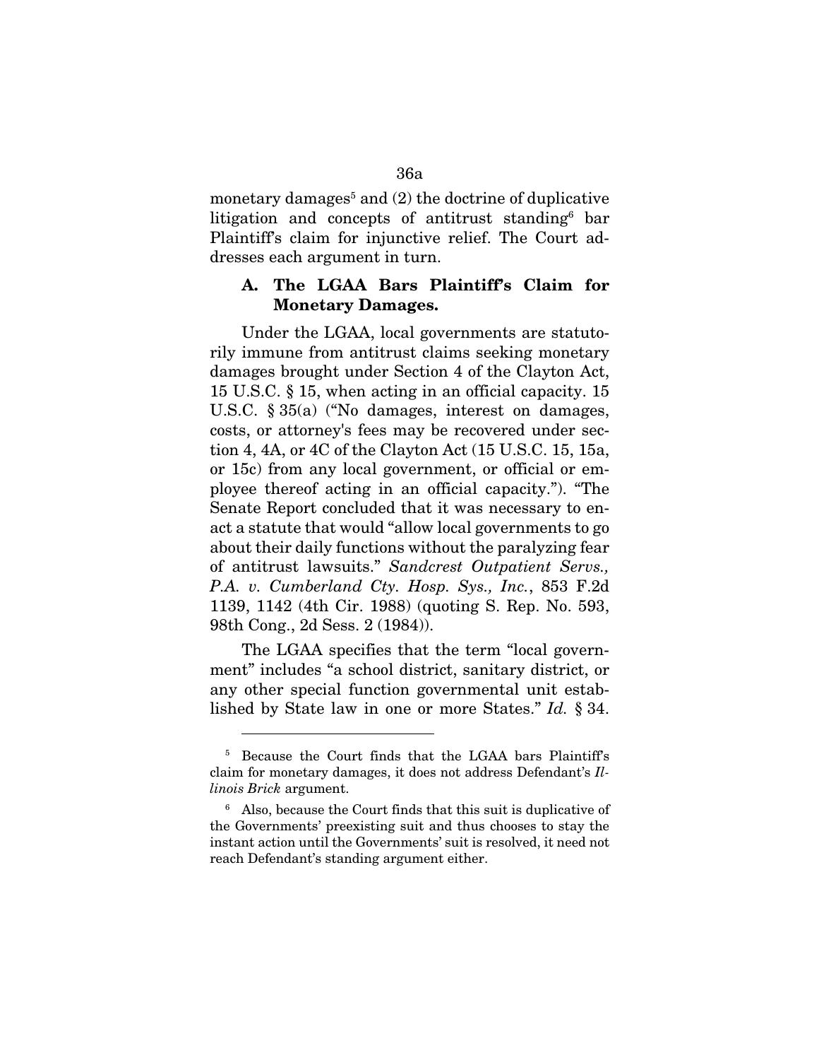monetary damages[5] and (2) the doctrine of duplicative litigation and concepts of antitrust standing[6] bar Plaintiff's claim for injunctive relief. The Court addresses each argument in turn.

### A. The LGAA Bars Plaintiff's Claim for Monetary Damages.

Under the LGAA, local governments are statutorily immune from antitrust claims seeking monetary damages brought under Section 4 of the Clayton Act, 15 U.S.C. § 15, when acting in an official capacity. 15 U.S.C. § 35(a) ("No damages, interest on damages, costs, or attorney's fees may be recovered under section 4, 4A, or 4C of the Clayton Act (15 U.S.C. 15, 15a, or 15c) from any local government, or official or employee thereof acting in an official capacity."). "The Senate Report concluded that it was necessary to enact a statute that would "allow local governments to go about their daily functions without the paralyzing fear of antitrust lawsuits." *Sandcrest Outpatient Servs., P.A. v. Cumberland Cty. Hosp. Sys., Inc.*, 853 F.2d 1139, 1142 (4th Cir. 1988) (quoting S. Rep. No. 593, 98th Cong., 2d Sess. 2 (1984)).

The LGAA specifies that the term "local government" includes "a school district, sanitary district, or any other special function governmental unit established by State law in one or more States." *Id.* § 34.

---

[5] Because the Court finds that the LGAA bars Plaintiff's claim for monetary damages, it does not address Defendant's *Illinois Brick* argument.

[6] Also, because the Court finds that this suit is duplicative of the Governments' preexisting suit and thus chooses to stay the instant action until the Governments' suit is resolved, it need not reach Defendant's standing argument either.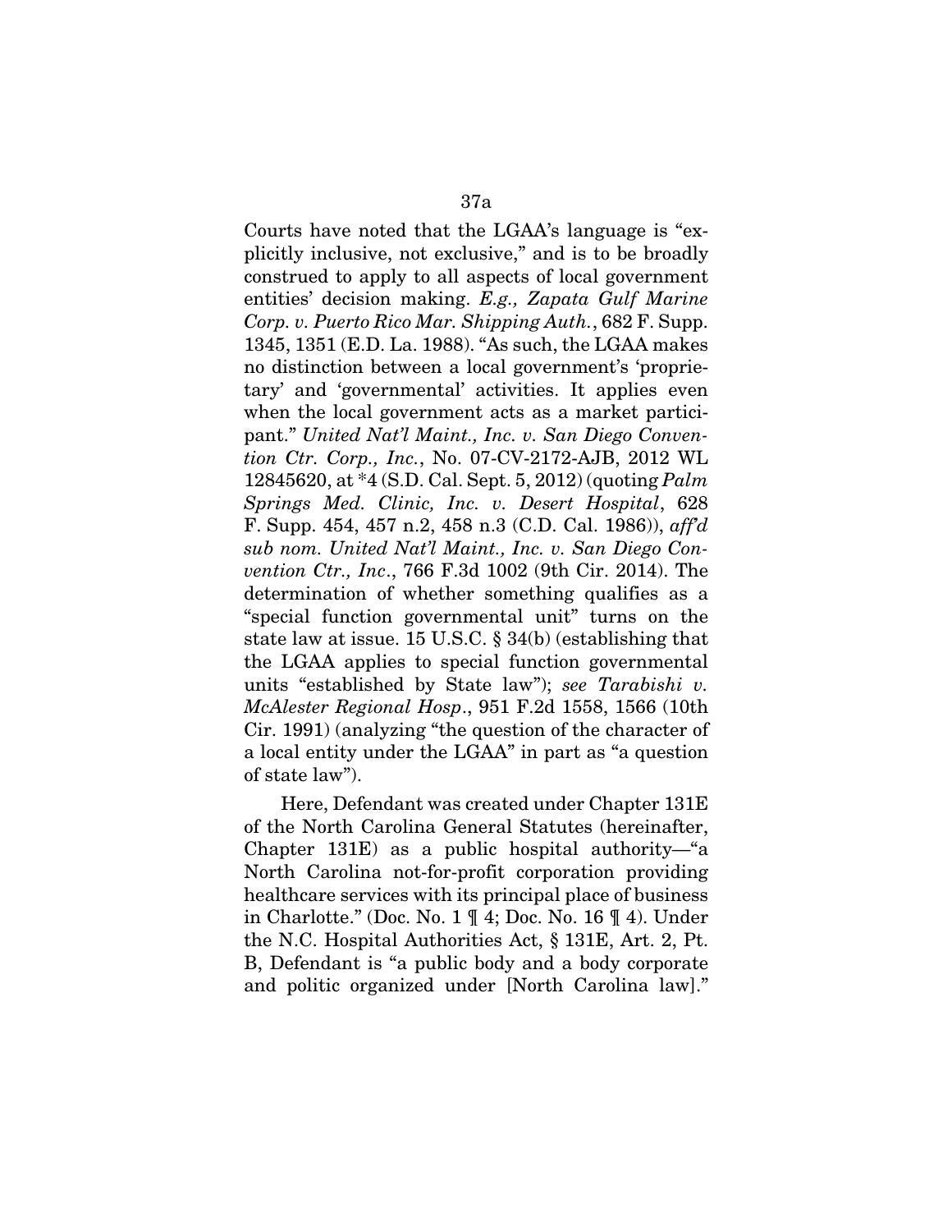Courts have noted that the LGAA's language is "explicitly inclusive, not exclusive," and is to be broadly construed to apply to all aspects of local government entities' decision making. *E.g., Zapata Gulf Marine Corp. v. Puerto Rico Mar. Shipping Auth.*, 682 F. Supp. 1345, 1351 (E.D. La. 1988). "As such, the LGAA makes no distinction between a local government's 'proprietary' and 'governmental' activities. It applies even when the local government acts as a market participant." *United Nat'l Maint., Inc. v. San Diego Convention Ctr. Corp., Inc.*, No. 07-CV-2172-AJB, 2012 WL 12845620, at *4 (S.D. Cal. Sept. 5, 2012) (quoting *Palm Springs Med. Clinic, Inc. v. Desert Hospital*, 628 F. Supp. 454, 457 n.2, 458 n.3 (C.D. Cal. 1986)), *aff'd sub nom. United Nat'l Maint., Inc. v. San Diego Convention Ctr., Inc*., 766 F.3d 1002 (9th Cir. 2014). The determination of whether something qualifies as a "special function governmental unit" turns on the state law at issue. 15 U.S.C. § 34(b) (establishing that the LGAA applies to special function governmental units "established by State law"); *see Tarabishi v. McAlester Regional Hosp*., 951 F.2d 1558, 1566 (10th Cir. 1991) (analyzing "the question of the character of a local entity under the LGAA" in part as "a question of state law").

Here, Defendant was created under Chapter 131E of the North Carolina General Statutes (hereinafter, Chapter 131E) as a public hospital authority—"a North Carolina not-for-profit corporation providing healthcare services with its principal place of business in Charlotte." (Doc. No. 1 ¶ 4; Doc. No. 16 ¶ 4). Under the N.C. Hospital Authorities Act, § 131E, Art. 2, Pt. B, Defendant is "a public body and a body corporate and politic organized under [North Carolina law]."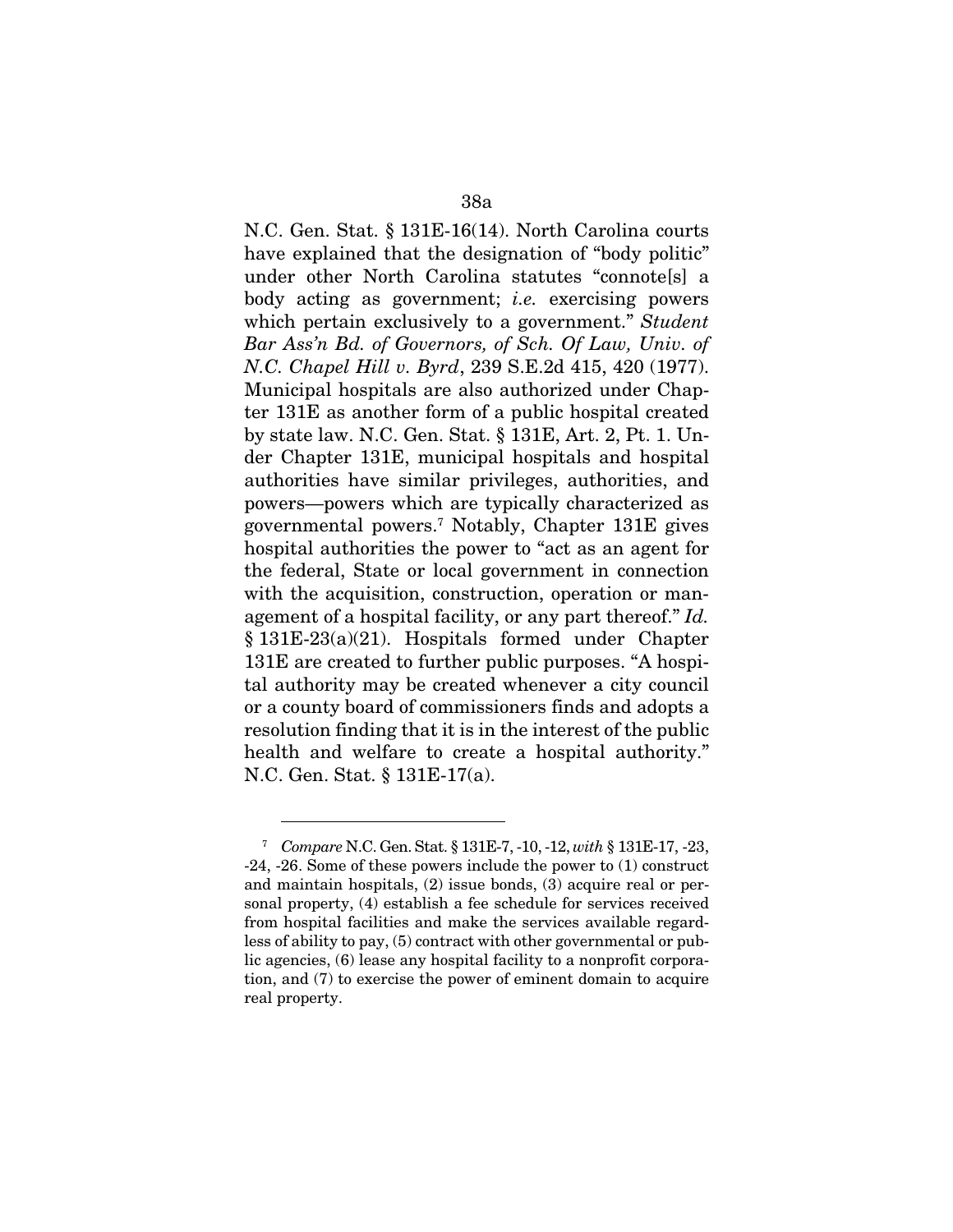N.C. Gen. Stat. § 131E-16(14). North Carolina courts have explained that the designation of "body politic" under other North Carolina statutes "connote[s] a body acting as government; *i.e.* exercising powers which pertain exclusively to a government." *Student Bar Ass'n Bd. of Governors, of Sch. Of Law, Univ. of N.C. Chapel Hill v. Byrd*, 239 S.E.2d 415, 420 (1977). Municipal hospitals are also authorized under Chapter 131E as another form of a public hospital created by state law. N.C. Gen. Stat. § 131E, Art. 2, Pt. 1. Under Chapter 131E, municipal hospitals and hospital authorities have similar privileges, authorities, and powers—powers which are typically characterized as governmental powers.[7] Notably, Chapter 131E gives hospital authorities the power to "act as an agent for the federal, State or local government in connection with the acquisition, construction, operation or management of a hospital facility, or any part thereof." *Id.* § 131E-23(a)(21). Hospitals formed under Chapter 131E are created to further public purposes. "A hospital authority may be created whenever a city council or a county board of commissioners finds and adopts a resolution finding that it is in the interest of the public health and welfare to create a hospital authority." N.C. Gen. Stat. § 131E-17(a).

---

[7] *Compare* N.C. Gen. Stat. § 131E-7, -10, -12, *with* § 131E-17, -23, -24, -26. Some of these powers include the power to (1) construct and maintain hospitals, (2) issue bonds, (3) acquire real or personal property, (4) establish a fee schedule for services received from hospital facilities and make the services available regardless of ability to pay, (5) contract with other governmental or public agencies, (6) lease any hospital facility to a nonprofit corporation, and (7) to exercise the power of eminent domain to acquire real property.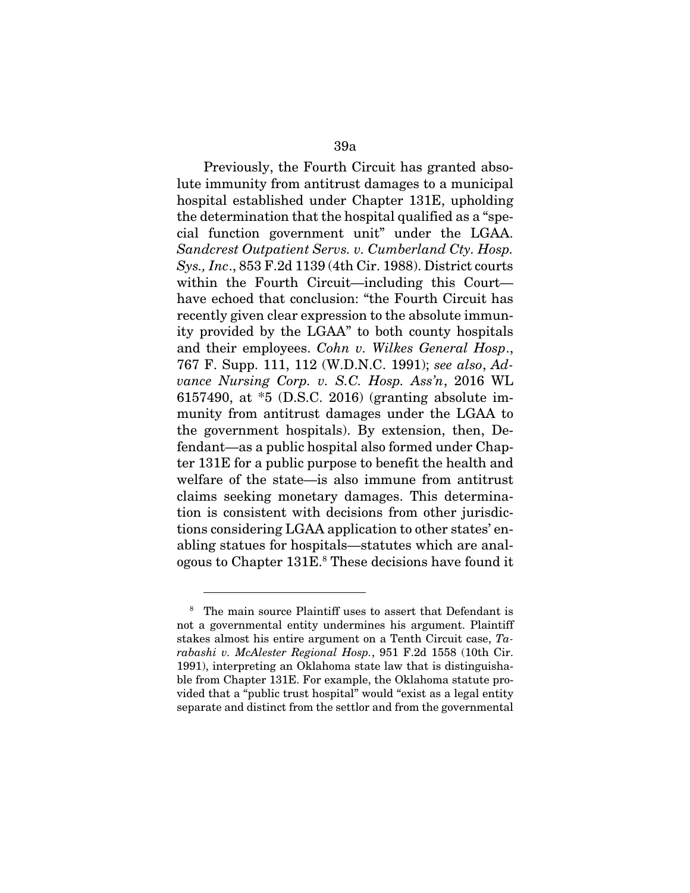Previously, the Fourth Circuit has granted absolute immunity from antitrust damages to a municipal hospital established under Chapter 131E, upholding the determination that the hospital qualified as a "special function government unit" under the LGAA. *Sandcrest Outpatient Servs. v. Cumberland Cty. Hosp. Sys., Inc*., 853 F.2d 1139 (4th Cir. 1988). District courts within the Fourth Circuit—including this Court—have echoed that conclusion: "the Fourth Circuit has recently given clear expression to the absolute immunity provided by the LGAA" to both county hospitals and their employees. *Cohn v. Wilkes General Hosp*., 767 F. Supp. 111, 112 (W.D.N.C. 1991); *see also*, *Advance Nursing Corp. v. S.C. Hosp. Ass'n*, 2016 WL 6157490, at *5 (D.S.C. 2016) (granting absolute immunity from antitrust damages under the LGAA to the government hospitals). By extension, then, Defendant—as a public hospital also formed under Chapter 131E for a public purpose to benefit the health and welfare of the state—is also immune from antitrust claims seeking monetary damages. This determination is consistent with decisions from other jurisdictions considering LGAA application to other states' enabling statues for hospitals—statutes which are analogous to Chapter 131E.[8] These decisions have found it

---

[8] The main source Plaintiff uses to assert that Defendant is not a governmental entity undermines his argument. Plaintiff stakes almost his entire argument on a Tenth Circuit case, *Tarabashi v. McAlester Regional Hosp.*, 951 F.2d 1558 (10th Cir. 1991), interpreting an Oklahoma state law that is distinguishable from Chapter 131E. For example, the Oklahoma statute provided that a "public trust hospital" would "exist as a legal entity separate and distinct from the settlor and from the governmental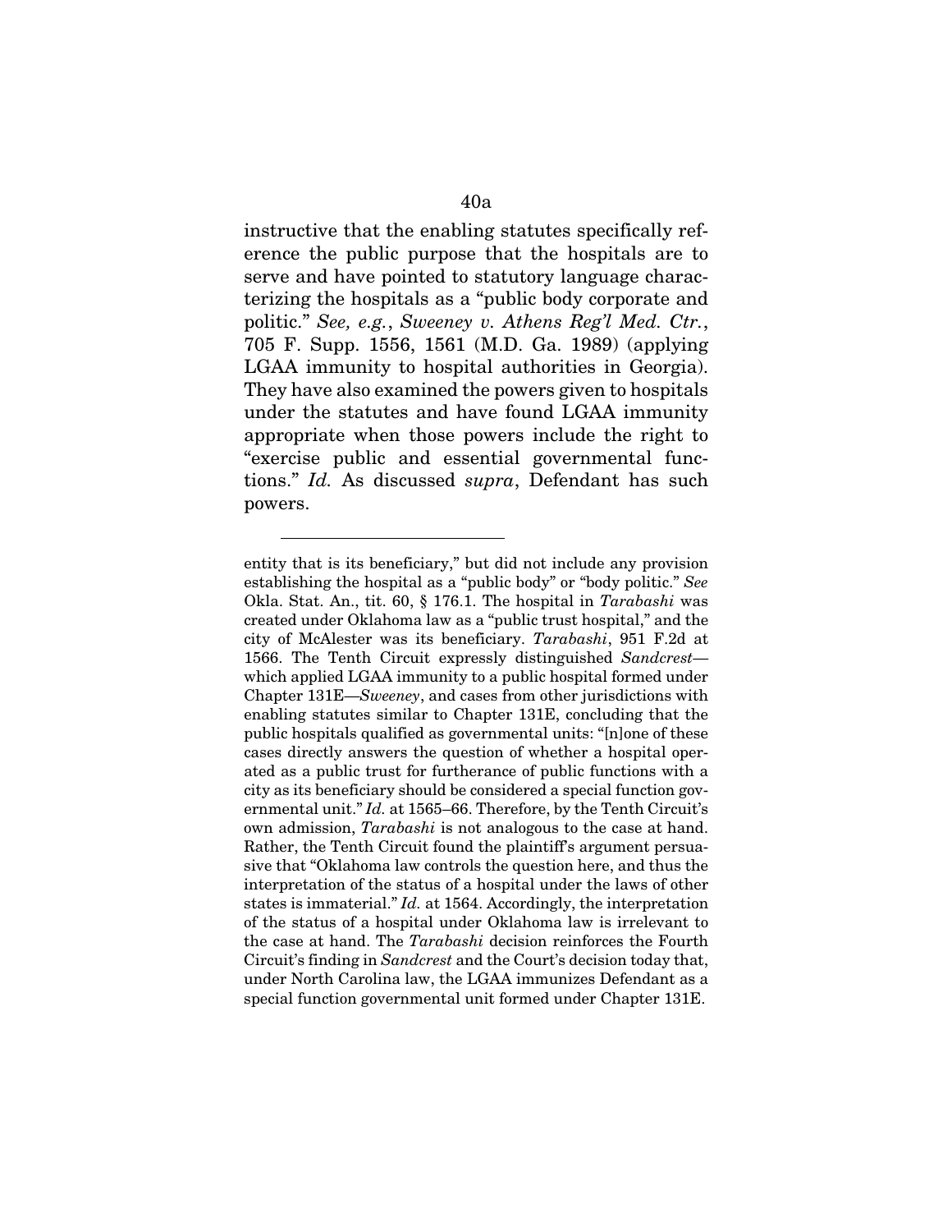instructive that the enabling statutes specifically reference the public purpose that the hospitals are to serve and have pointed to statutory language characterizing the hospitals as a "public body corporate and politic." *See, e.g.*, *Sweeney v. Athens Reg'l Med. Ctr.*, 705 F. Supp. 1556, 1561 (M.D. Ga. 1989) (applying LGAA immunity to hospital authorities in Georgia). They have also examined the powers given to hospitals under the statutes and have found LGAA immunity appropriate when those powers include the right to "exercise public and essential governmental functions." *Id.* As discussed *supra*, Defendant has such powers.

---

entity that is its beneficiary," but did not include any provision establishing the hospital as a "public body" or "body politic." *See* Okla. Stat. An., tit. 60, § 176.1. The hospital in *Tarabashi* was created under Oklahoma law as a "public trust hospital," and the city of McAlester was its beneficiary. *Tarabashi*, 951 F.2d at 1566. The Tenth Circuit expressly distinguished *Sandcrest*—which applied LGAA immunity to a public hospital formed under Chapter 131E—*Sweeney*, and cases from other jurisdictions with enabling statutes similar to Chapter 131E, concluding that the public hospitals qualified as governmental units: "[n]one of these cases directly answers the question of whether a hospital operated as a public trust for furtherance of public functions with a city as its beneficiary should be considered a special function governmental unit." *Id.* at 1565–66. Therefore, by the Tenth Circuit's own admission, *Tarabashi* is not analogous to the case at hand. Rather, the Tenth Circuit found the plaintiff's argument persuasive that "Oklahoma law controls the question here, and thus the interpretation of the status of a hospital under the laws of other states is immaterial." *Id.* at 1564. Accordingly, the interpretation of the status of a hospital under Oklahoma law is irrelevant to the case at hand. The *Tarabashi* decision reinforces the Fourth Circuit's finding in *Sandcrest* and the Court's decision today that, under North Carolina law, the LGAA immunizes Defendant as a special function governmental unit formed under Chapter 131E.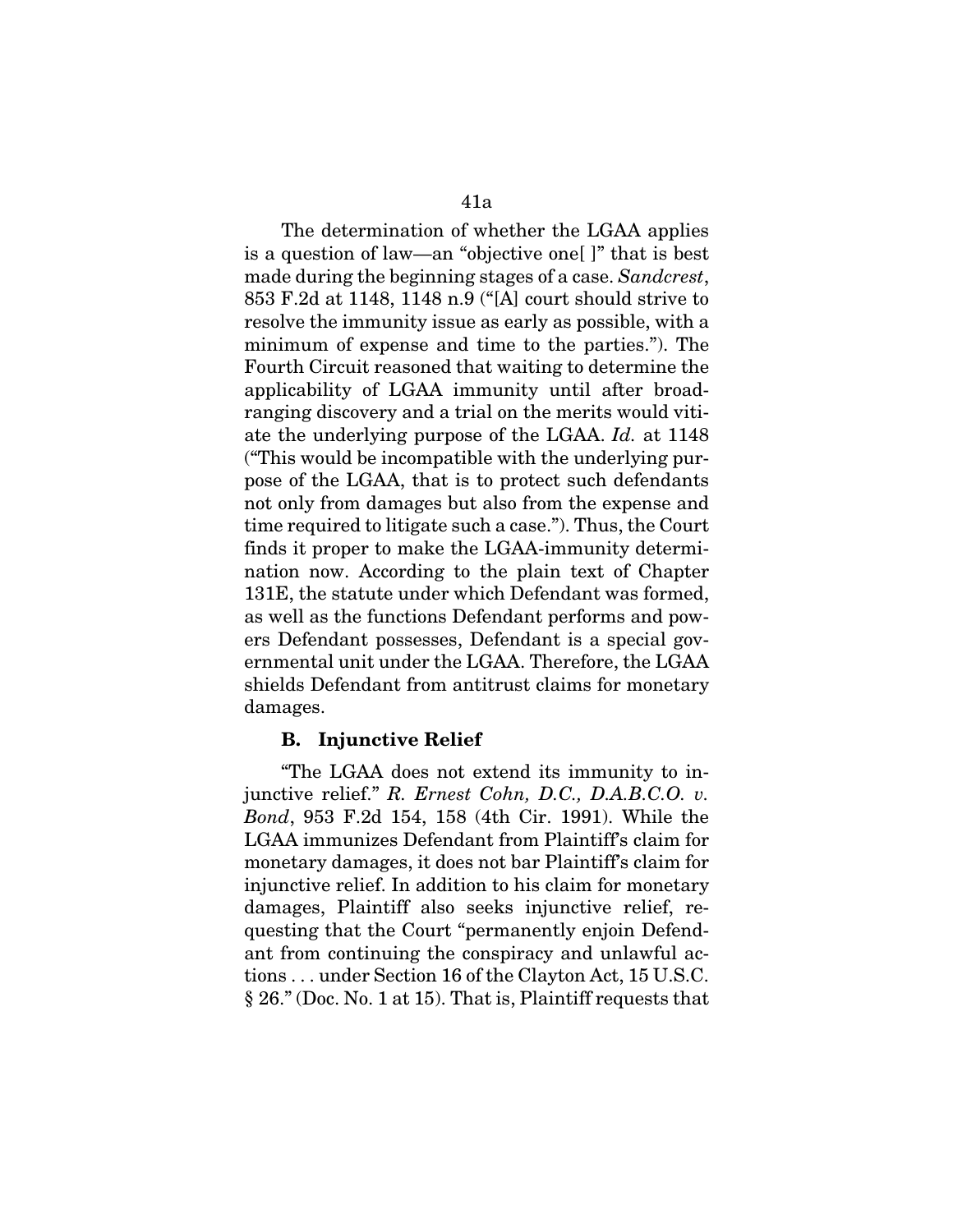The determination of whether the LGAA applies is a question of law—an "objective one[ ]" that is best made during the beginning stages of a case. *Sandcrest*, 853 F.2d at 1148, 1148 n.9 ("[A] court should strive to resolve the immunity issue as early as possible, with a minimum of expense and time to the parties."). The Fourth Circuit reasoned that waiting to determine the applicability of LGAA immunity until after broad-ranging discovery and a trial on the merits would vitiate the underlying purpose of the LGAA. *Id.* at 1148 ("This would be incompatible with the underlying purpose of the LGAA, that is to protect such defendants not only from damages but also from the expense and time required to litigate such a case."). Thus, the Court finds it proper to make the LGAA-immunity determination now. According to the plain text of Chapter 131E, the statute under which Defendant was formed, as well as the functions Defendant performs and powers Defendant possesses, Defendant is a special governmental unit under the LGAA. Therefore, the LGAA shields Defendant from antitrust claims for monetary damages.

### B. Injunctive Relief

"The LGAA does not extend its immunity to injunctive relief." *R. Ernest Cohn, D.C., D.A.B.C.O. v. Bond*, 953 F.2d 154, 158 (4th Cir. 1991). While the LGAA immunizes Defendant from Plaintiff's claim for monetary damages, it does not bar Plaintiff's claim for injunctive relief. In addition to his claim for monetary damages, Plaintiff also seeks injunctive relief, requesting that the Court "permanently enjoin Defendant from continuing the conspiracy and unlawful actions . . . under Section 16 of the Clayton Act, 15 U.S.C. § 26." (Doc. No. 1 at 15). That is, Plaintiff requests that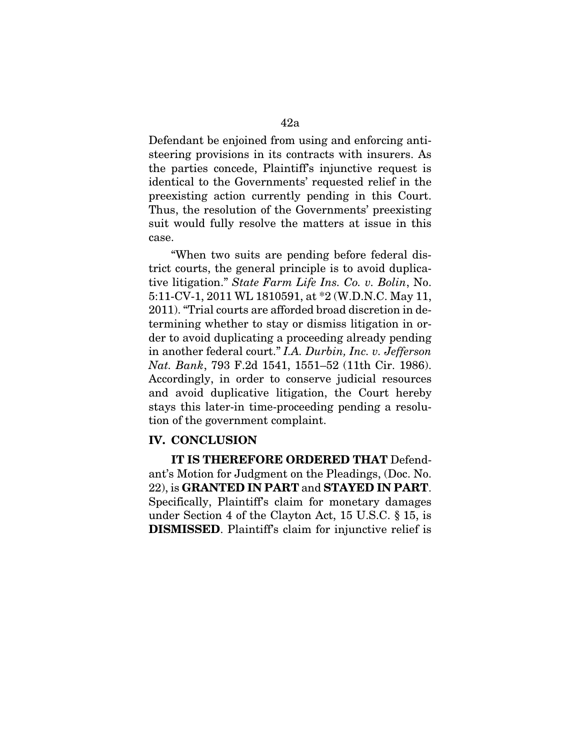Defendant be enjoined from using and enforcing anti-steering provisions in its contracts with insurers. As the parties concede, Plaintiff's injunctive request is identical to the Governments' requested relief in the preexisting action currently pending in this Court. Thus, the resolution of the Governments' preexisting suit would fully resolve the matters at issue in this case.

"When two suits are pending before federal district courts, the general principle is to avoid duplicative litigation." *State Farm Life Ins. Co. v. Bolin*, No. 5:11-CV-1, 2011 WL 1810591, at *2 (W.D.N.C. May 11, 2011). "Trial courts are afforded broad discretion in determining whether to stay or dismiss litigation in order to avoid duplicating a proceeding already pending in another federal court." *I.A. Durbin, Inc. v. Jefferson Nat. Bank*, 793 F.2d 1541, 1551–52 (11th Cir. 1986). Accordingly, in order to conserve judicial resources and avoid duplicative litigation, the Court hereby stays this later-in time-proceeding pending a resolution of the government complaint.

## IV. CONCLUSION

**IT IS THEREFORE ORDERED THAT** Defendant's Motion for Judgment on the Pleadings, (Doc. No. 22), is **GRANTED IN PART** and **STAYED IN PART**. Specifically, Plaintiff's claim for monetary damages under Section 4 of the Clayton Act, 15 U.S.C. § 15, is **DISMISSED**. Plaintiff's claim for injunctive relief is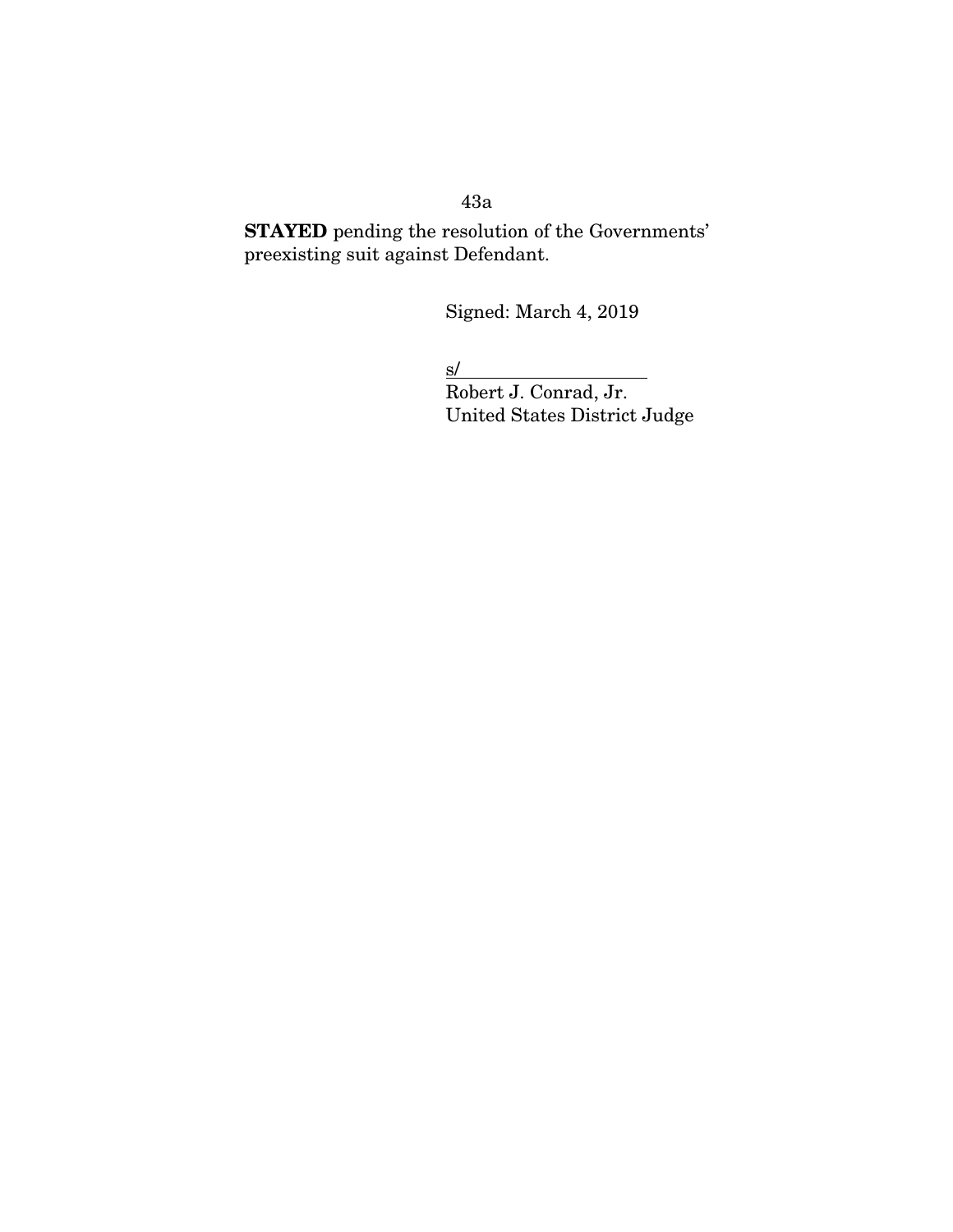**STAYED** pending the resolution of the Governments' preexisting suit against Defendant.

Signed: March 4, 2019

s/
Robert J. Conrad, Jr.
United States District Judge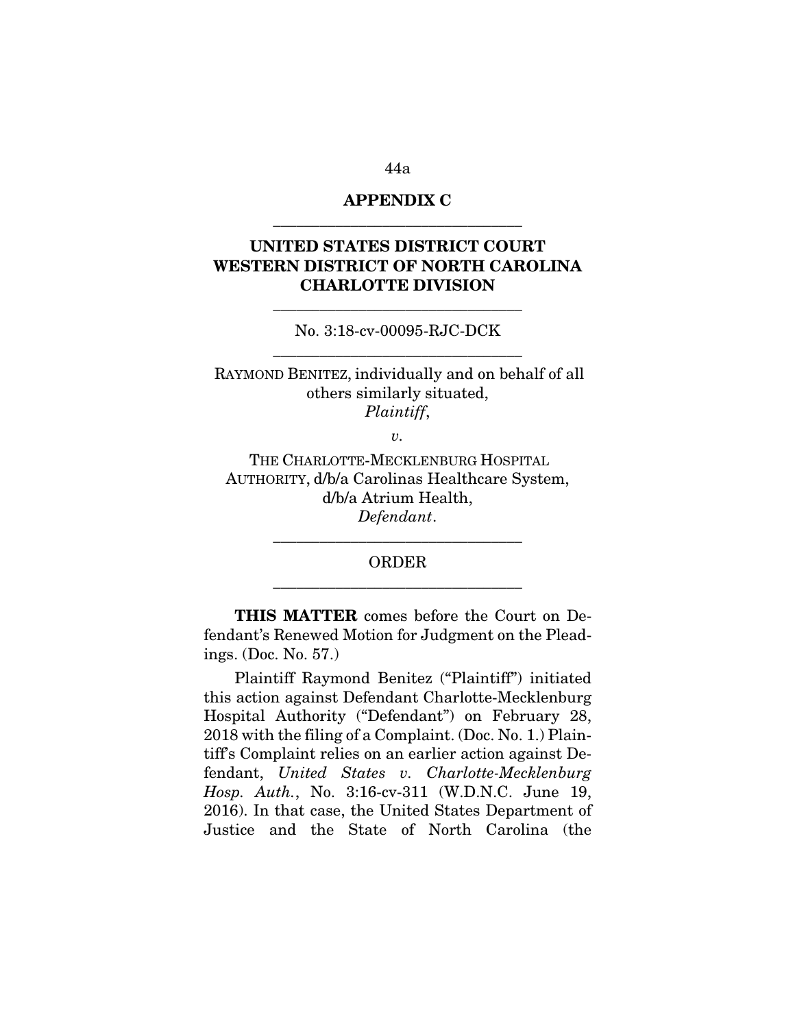## APPENDIX C

---

## UNITED STATES DISTRICT COURT WESTERN DISTRICT OF NORTH CAROLINA CHARLOTTE DIVISION

---

No. 3:18-cv-00095-RJC-DCK

---

RAYMOND BENITEZ, individually and on behalf of all others similarly situated,
*Plaintiff*,

*v.*

THE CHARLOTTE-MECKLENBURG HOSPITAL AUTHORITY, d/b/a Carolinas Healthcare System, d/b/a Atrium Health,
*Defendant*.

---

ORDER

---

**THIS MATTER** comes before the Court on Defendant's Renewed Motion for Judgment on the Pleadings. (Doc. No. 57.)

Plaintiff Raymond Benitez ("Plaintiff") initiated this action against Defendant Charlotte-Mecklenburg Hospital Authority ("Defendant") on February 28, 2018 with the filing of a Complaint. (Doc. No. 1.) Plaintiff's Complaint relies on an earlier action against Defendant, *United States v. Charlotte-Mecklenburg Hosp. Auth.*, No. 3:16-cv-311 (W.D.N.C. June 19, 2016). In that case, the United States Department of Justice and the State of North Carolina (the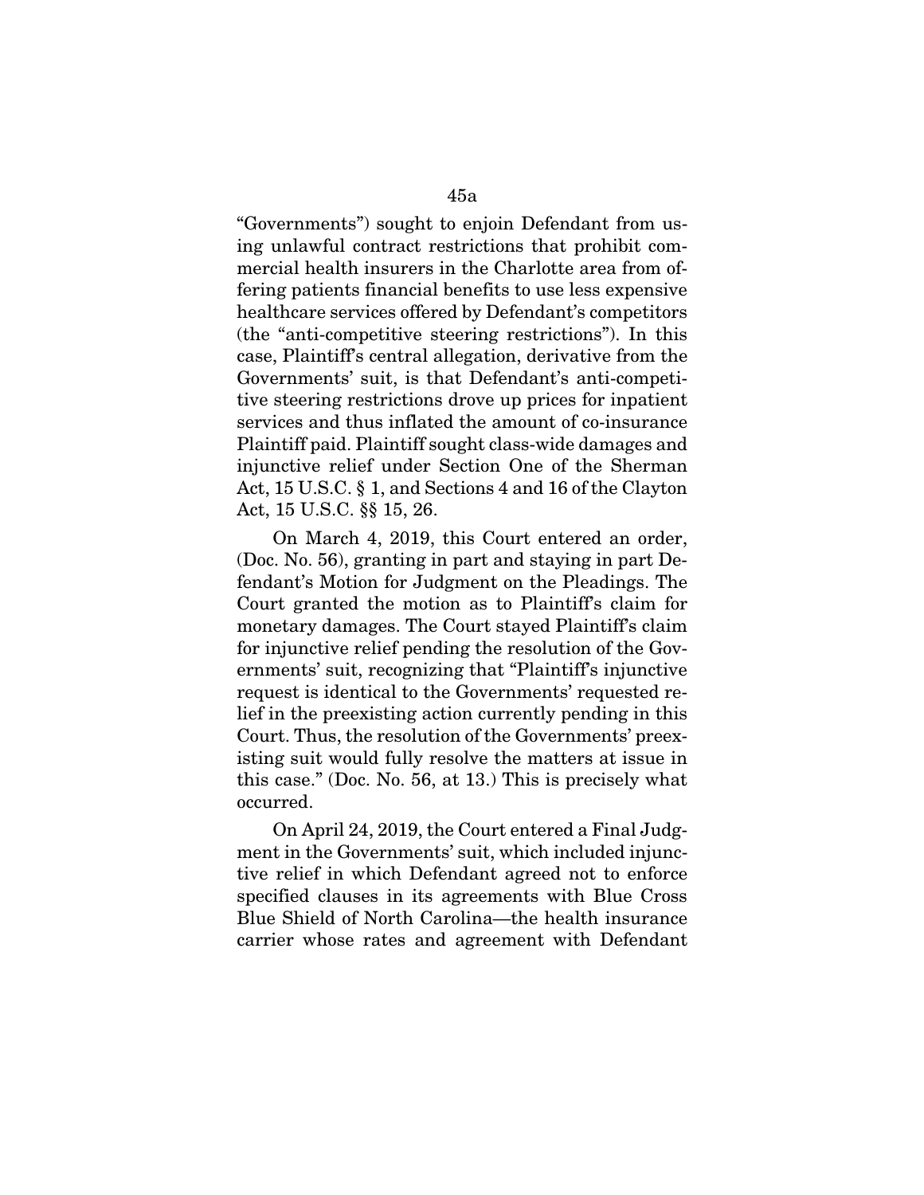"Governments") sought to enjoin Defendant from using unlawful contract restrictions that prohibit commercial health insurers in the Charlotte area from offering patients financial benefits to use less expensive healthcare services offered by Defendant's competitors (the "anti-competitive steering restrictions"). In this case, Plaintiff's central allegation, derivative from the Governments' suit, is that Defendant's anti-competitive steering restrictions drove up prices for inpatient services and thus inflated the amount of co-insurance Plaintiff paid. Plaintiff sought class-wide damages and injunctive relief under Section One of the Sherman Act, 15 U.S.C. § 1, and Sections 4 and 16 of the Clayton Act, 15 U.S.C. §§ 15, 26.

On March 4, 2019, this Court entered an order, (Doc. No. 56), granting in part and staying in part Defendant's Motion for Judgment on the Pleadings. The Court granted the motion as to Plaintiff's claim for monetary damages. The Court stayed Plaintiff's claim for injunctive relief pending the resolution of the Governments' suit, recognizing that "Plaintiff's injunctive request is identical to the Governments' requested relief in the preexisting action currently pending in this Court. Thus, the resolution of the Governments' preexisting suit would fully resolve the matters at issue in this case." (Doc. No. 56, at 13.) This is precisely what occurred.

On April 24, 2019, the Court entered a Final Judgment in the Governments' suit, which included injunctive relief in which Defendant agreed not to enforce specified clauses in its agreements with Blue Cross Blue Shield of North Carolina—the health insurance carrier whose rates and agreement with Defendant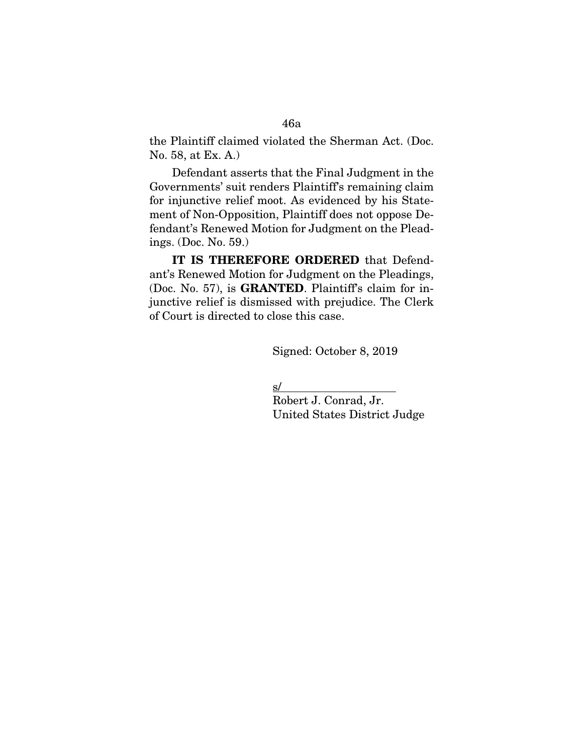the Plaintiff claimed violated the Sherman Act. (Doc. No. 58, at Ex. A.)

Defendant asserts that the Final Judgment in the Governments' suit renders Plaintiff's remaining claim for injunctive relief moot. As evidenced by his Statement of Non-Opposition, Plaintiff does not oppose Defendant's Renewed Motion for Judgment on the Pleadings. (Doc. No. 59.)

**IT IS THEREFORE ORDERED** that Defendant's Renewed Motion for Judgment on the Pleadings, (Doc. No. 57), is **GRANTED**. Plaintiff's claim for injunctive relief is dismissed with prejudice. The Clerk of Court is directed to close this case.

Signed: October 8, 2019

s/
Robert J. Conrad, Jr.
United States District Judge